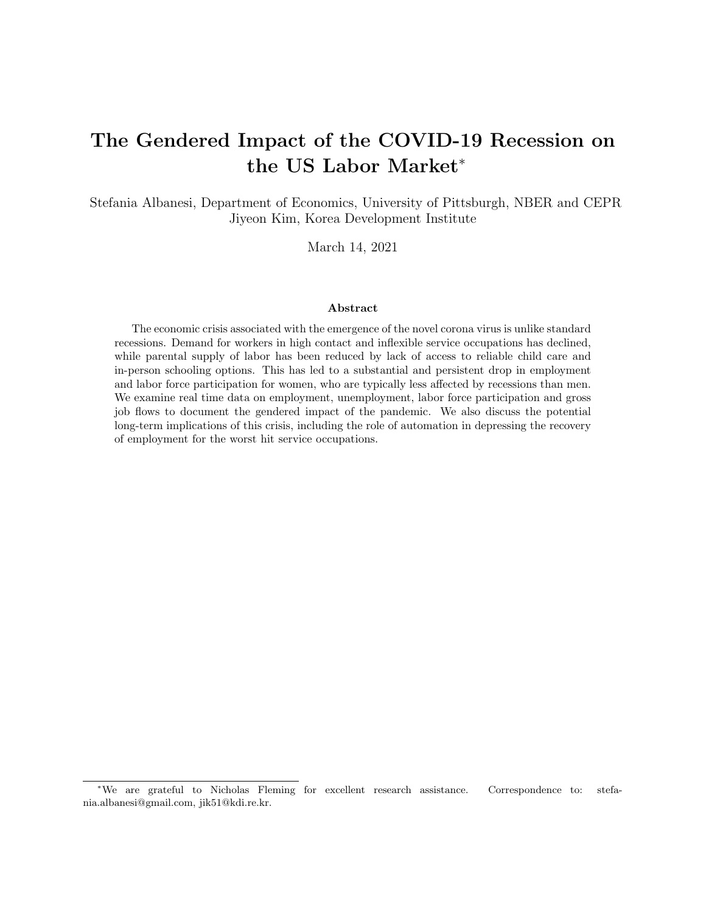# The Gendered Impact of the COVID-19 Recession on the US Labor Market*

Stefania Albanesi, Department of Economics, University of Pittsburgh, NBER and CEPR
Jiyeon Kim, Korea Development Institute

March 14, 2021

### Abstract

The economic crisis associated with the emergence of the novel corona virus is unlike standard recessions. Demand for workers in high contact and inflexible service occupations has declined, while parental supply of labor has been reduced by lack of access to reliable child care and in-person schooling options. This has led to a substantial and persistent drop in employment and labor force participation for women, who are typically less affected by recessions than men. We examine real time data on employment, unemployment, labor force participation and gross job flows to document the gendered impact of the pandemic. We also discuss the potential long-term implications of this crisis, including the role of automation in depressing the recovery of employment for the worst hit service occupations.

---

*We are grateful to Nicholas Fleming for excellent research assistance. Correspondence to: stefania.albanesi@gmail.com, jik51@kdi.re.kr.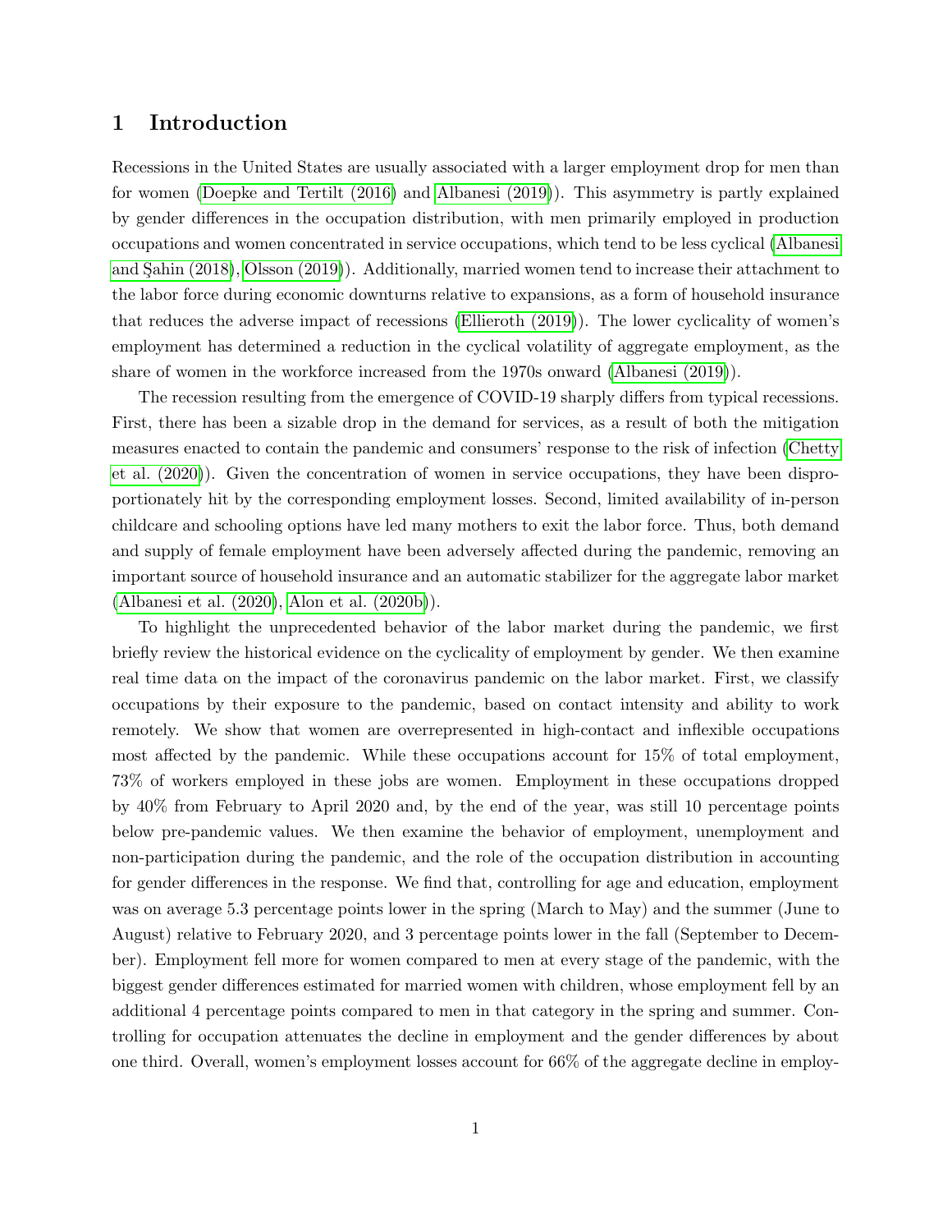# 1 Introduction

Recessions in the United States are usually associated with a larger employment drop for men than for women (Doepke and Tertilt (2016) and Albanesi (2019)). This asymmetry is partly explained by gender differences in the occupation distribution, with men primarily employed in production occupations and women concentrated in service occupations, which tend to be less cyclical (Albanesi and Şahin (2018), Olsson (2019)). Additionally, married women tend to increase their attachment to the labor force during economic downturns relative to expansions, as a form of household insurance that reduces the adverse impact of recessions (Ellieroth (2019)). The lower cyclicality of women's employment has determined a reduction in the cyclical volatility of aggregate employment, as the share of women in the workforce increased from the 1970s onward (Albanesi (2019)).

The recession resulting from the emergence of COVID-19 sharply differs from typical recessions. First, there has been a sizable drop in the demand for services, as a result of both the mitigation measures enacted to contain the pandemic and consumers' response to the risk of infection (Chetty et al. (2020)). Given the concentration of women in service occupations, they have been disproportionately hit by the corresponding employment losses. Second, limited availability of in-person childcare and schooling options have led many mothers to exit the labor force. Thus, both demand and supply of female employment have been adversely affected during the pandemic, removing an important source of household insurance and an automatic stabilizer for the aggregate labor market (Albanesi et al. (2020), Alon et al. (2020b)).

To highlight the unprecedented behavior of the labor market during the pandemic, we first briefly review the historical evidence on the cyclicality of employment by gender. We then examine real time data on the impact of the coronavirus pandemic on the labor market. First, we classify occupations by their exposure to the pandemic, based on contact intensity and ability to work remotely. We show that women are overrepresented in high-contact and inflexible occupations most affected by the pandemic. While these occupations account for 15% of total employment, 73% of workers employed in these jobs are women. Employment in these occupations dropped by 40% from February to April 2020 and, by the end of the year, was still 10 percentage points below pre-pandemic values. We then examine the behavior of employment, unemployment and non-participation during the pandemic, and the role of the occupation distribution in accounting for gender differences in the response. We find that, controlling for age and education, employment was on average 5.3 percentage points lower in the spring (March to May) and the summer (June to August) relative to February 2020, and 3 percentage points lower in the fall (September to December). Employment fell more for women compared to men at every stage of the pandemic, with the biggest gender differences estimated for married women with children, whose employment fell by an additional 4 percentage points compared to men in that category in the spring and summer. Controlling for occupation attenuates the decline in employment and the gender differences by about one third. Overall, women's employment losses account for 66% of the aggregate decline in employ-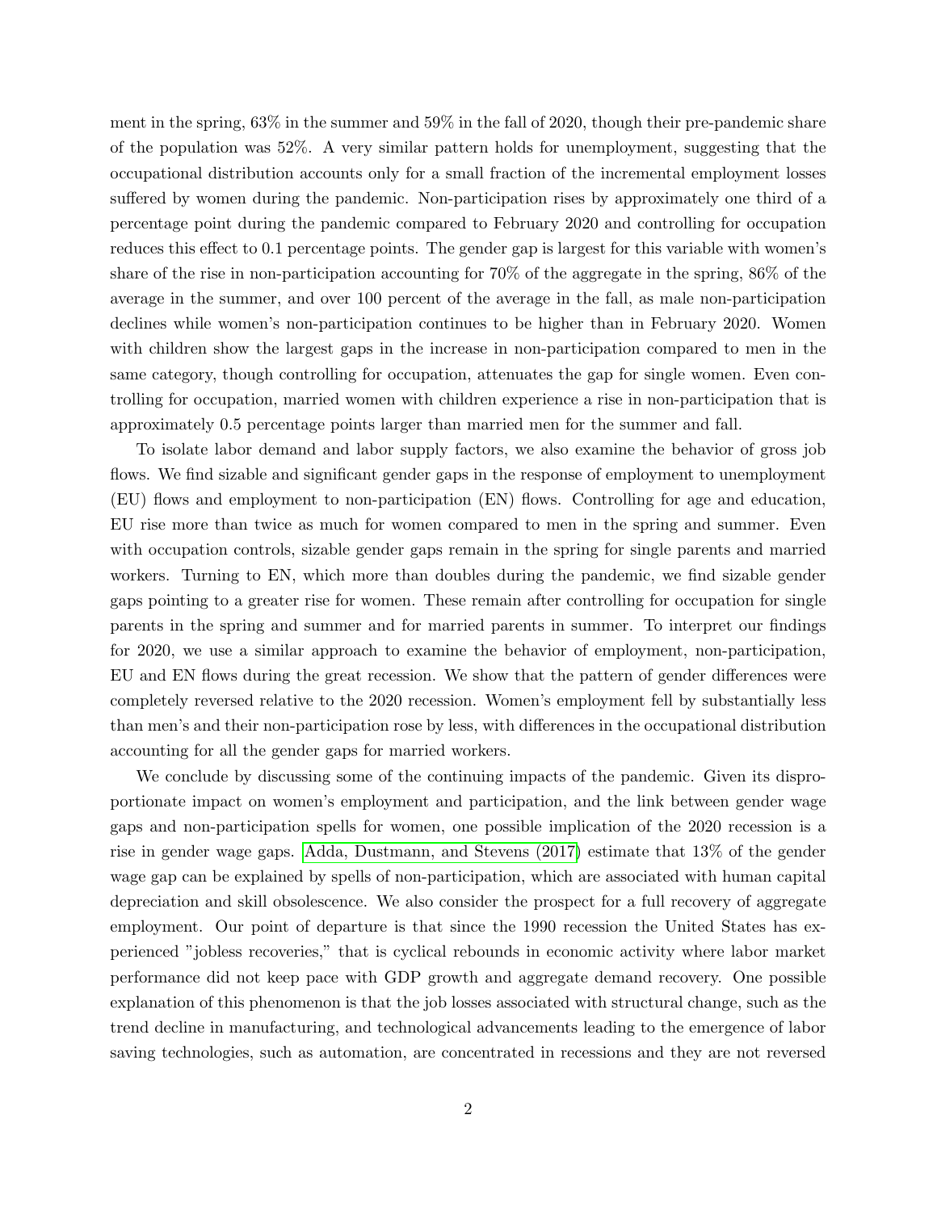ment in the spring, 63% in the summer and 59% in the fall of 2020, though their pre-pandemic share of the population was 52%. A very similar pattern holds for unemployment, suggesting that the occupational distribution accounts only for a small fraction of the incremental employment losses suffered by women during the pandemic. Non-participation rises by approximately one third of a percentage point during the pandemic compared to February 2020 and controlling for occupation reduces this effect to 0.1 percentage points. The gender gap is largest for this variable with women's share of the rise in non-participation accounting for 70% of the aggregate in the spring, 86% of the average in the summer, and over 100 percent of the average in the fall, as male non-participation declines while women's non-participation continues to be higher than in February 2020. Women with children show the largest gaps in the increase in non-participation compared to men in the same category, though controlling for occupation, attenuates the gap for single women. Even controlling for occupation, married women with children experience a rise in non-participation that is approximately 0.5 percentage points larger than married men for the summer and fall.

To isolate labor demand and labor supply factors, we also examine the behavior of gross job flows. We find sizable and significant gender gaps in the response of employment to unemployment (EU) flows and employment to non-participation (EN) flows. Controlling for age and education, EU rise more than twice as much for women compared to men in the spring and summer. Even with occupation controls, sizable gender gaps remain in the spring for single parents and married workers. Turning to EN, which more than doubles during the pandemic, we find sizable gender gaps pointing to a greater rise for women. These remain after controlling for occupation for single parents in the spring and summer and for married parents in summer. To interpret our findings for 2020, we use a similar approach to examine the behavior of employment, non-participation, EU and EN flows during the great recession. We show that the pattern of gender differences were completely reversed relative to the 2020 recession. Women's employment fell by substantially less than men's and their non-participation rose by less, with differences in the occupational distribution accounting for all the gender gaps for married workers.

We conclude by discussing some of the continuing impacts of the pandemic. Given its disproportionate impact on women's employment and participation, and the link between gender wage gaps and non-participation spells for women, one possible implication of the 2020 recession is a rise in gender wage gaps. Adda, Dustmann, and Stevens (2017) estimate that 13% of the gender wage gap can be explained by spells of non-participation, which are associated with human capital depreciation and skill obsolescence. We also consider the prospect for a full recovery of aggregate employment. Our point of departure is that since the 1990 recession the United States has experienced "jobless recoveries," that is cyclical rebounds in economic activity where labor market performance did not keep pace with GDP growth and aggregate demand recovery. One possible explanation of this phenomenon is that the job losses associated with structural change, such as the trend decline in manufacturing, and technological advancements leading to the emergence of labor saving technologies, such as automation, are concentrated in recessions and they are not reversed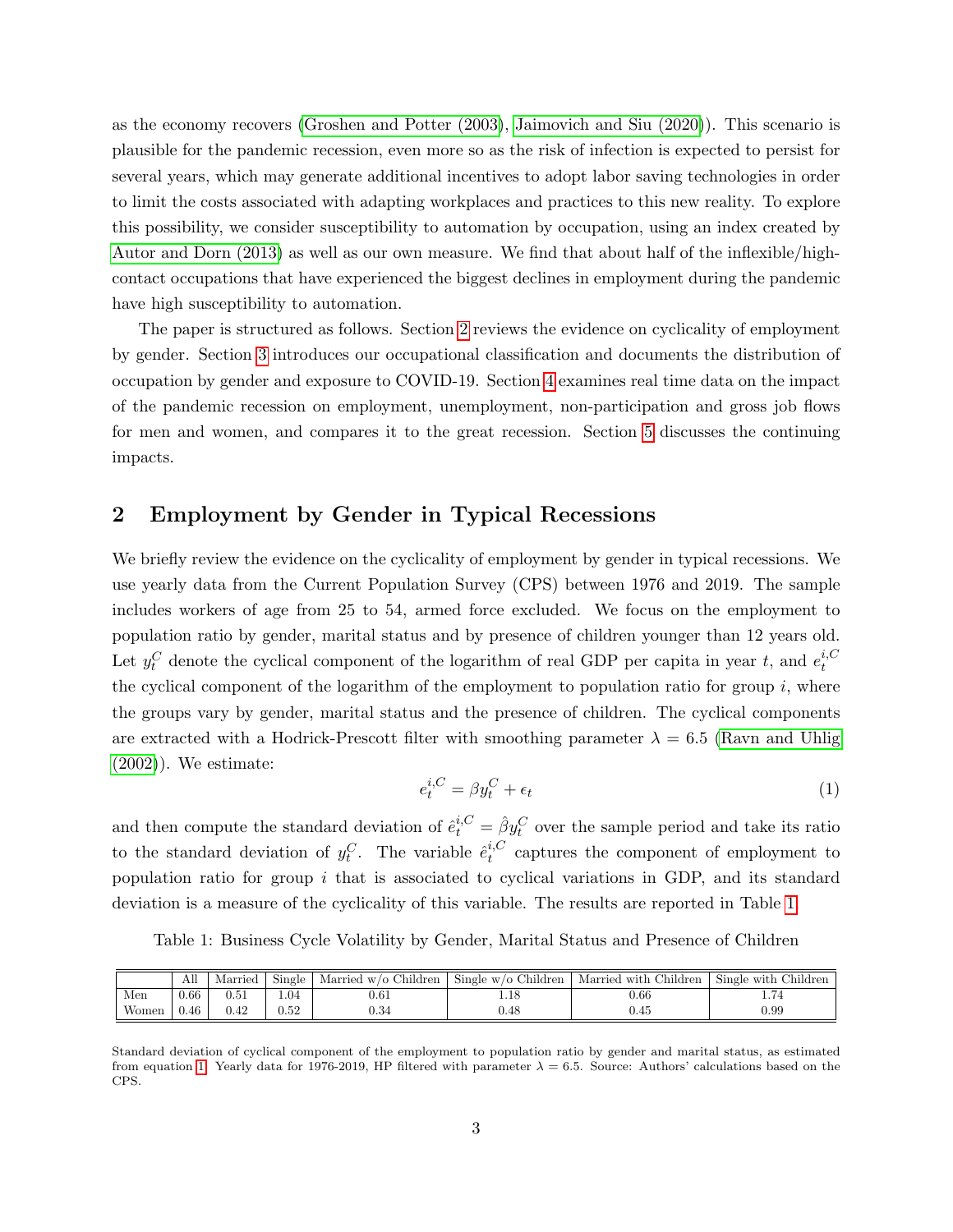as the economy recovers (Groshen and Potter (2003), Jaimovich and Siu (2020)). This scenario is plausible for the pandemic recession, even more so as the risk of infection is expected to persist for several years, which may generate additional incentives to adopt labor saving technologies in order to limit the costs associated with adapting workplaces and practices to this new reality. To explore this possibility, we consider susceptibility to automation by occupation, using an index created by Autor and Dorn (2013) as well as our own measure. We find that about half of the inflexible/high-contact occupations that have experienced the biggest declines in employment during the pandemic have high susceptibility to automation.

The paper is structured as follows. Section 2 reviews the evidence on cyclicality of employment by gender. Section 3 introduces our occupational classification and documents the distribution of occupation by gender and exposure to COVID-19. Section 4 examines real time data on the impact of the pandemic recession on employment, unemployment, non-participation and gross job flows for men and women, and compares it to the great recession. Section 5 discusses the continuing impacts.

## 2 Employment by Gender in Typical Recessions

We briefly review the evidence on the cyclicality of employment by gender in typical recessions. We use yearly data from the Current Population Survey (CPS) between 1976 and 2019. The sample includes workers of age from 25 to 54, armed force excluded. We focus on the employment to population ratio by gender, marital status and by presence of children younger than 12 years old. Let $y_t^C$ denote the cyclical component of the logarithm of real GDP per capita in year $t$, and $e_t^{i,C}$ the cyclical component of the logarithm of the employment to population ratio for group $i$, where the groups vary by gender, marital status and the presence of children. The cyclical components are extracted with a Hodrick-Prescott filter with smoothing parameter $\lambda = 6.5$ (Ravn and Uhlig (2002)). We estimate:

$$e_t^{i,C} = \beta y_t^C + \epsilon_t \tag{1}$$

and then compute the standard deviation of $\hat{e}_t^{i,C} = \hat{\beta} y_t^C$ over the sample period and take its ratio to the standard deviation of $y_t^C$. The variable $\hat{e}_t^{i,C}$ captures the component of employment to population ratio for group $i$ that is associated to cyclical variations in GDP, and its standard deviation is a measure of the cyclicality of this variable. The results are reported in Table 1.

Table 1: Business Cycle Volatility by Gender, Marital Status and Presence of Children

| | All | Married | Single | Married w/o Children | Single w/o Children | Married with Children | Single with Children |
|---|---|---|---|---|---|---|---|
| Men | 0.66 | 0.51 | 1.04 | 0.61 | 1.18 | 0.66 | 1.74 |
| Women | 0.46 | 0.42 | 0.52 | 0.34 | 0.48 | 0.45 | 0.99 |

Standard deviation of cyclical component of the employment to population ratio by gender and marital status, as estimated from equation 1. Yearly data for 1976-2019, HP filtered with parameter $\lambda = 6.5$. Source: Authors' calculations based on the CPS.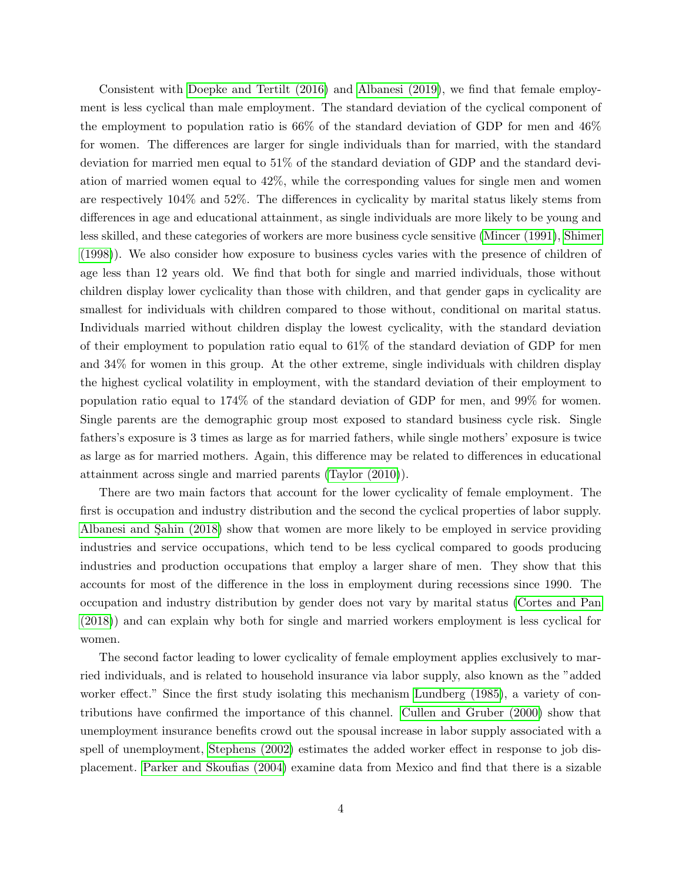Consistent with Doepke and Tertilt (2016) and Albanesi (2019), we find that female employment is less cyclical than male employment. The standard deviation of the cyclical component of the employment to population ratio is 66% of the standard deviation of GDP for men and 46% for women. The differences are larger for single individuals than for married, with the standard deviation for married men equal to 51% of the standard deviation of GDP and the standard deviation of married women equal to 42%, while the corresponding values for single men and women are respectively 104% and 52%. The differences in cyclicality by marital status likely stems from differences in age and educational attainment, as single individuals are more likely to be young and less skilled, and these categories of workers are more business cycle sensitive (Mincer (1991), Shimer (1998)). We also consider how exposure to business cycles varies with the presence of children of age less than 12 years old. We find that both for single and married individuals, those without children display lower cyclicality than those with children, and that gender gaps in cyclicality are smallest for individuals with children compared to those without, conditional on marital status. Individuals married without children display the lowest cyclicality, with the standard deviation of their employment to population ratio equal to 61% of the standard deviation of GDP for men and 34% for women in this group. At the other extreme, single individuals with children display the highest cyclical volatility in employment, with the standard deviation of their employment to population ratio equal to 174% of the standard deviation of GDP for men, and 99% for women. Single parents are the demographic group most exposed to standard business cycle risk. Single fathers's exposure is 3 times as large as for married fathers, while single mothers' exposure is twice as large as for married mothers. Again, this difference may be related to differences in educational attainment across single and married parents (Taylor (2010)).

There are two main factors that account for the lower cyclicality of female employment. The first is occupation and industry distribution and the second the cyclical properties of labor supply. Albanesi and Şahin (2018) show that women are more likely to be employed in service providing industries and service occupations, which tend to be less cyclical compared to goods producing industries and production occupations that employ a larger share of men. They show that this accounts for most of the difference in the loss in employment during recessions since 1990. The occupation and industry distribution by gender does not vary by marital status (Cortes and Pan (2018)) and can explain why both for single and married workers employment is less cyclical for women.

The second factor leading to lower cyclicality of female employment applies exclusively to married individuals, and is related to household insurance via labor supply, also known as the "added worker effect." Since the first study isolating this mechanism Lundberg (1985), a variety of contributions have confirmed the importance of this channel. Cullen and Gruber (2000) show that unemployment insurance benefits crowd out the spousal increase in labor supply associated with a spell of unemployment, Stephens (2002) estimates the added worker effect in response to job displacement. Parker and Skoufias (2004) examine data from Mexico and find that there is a sizable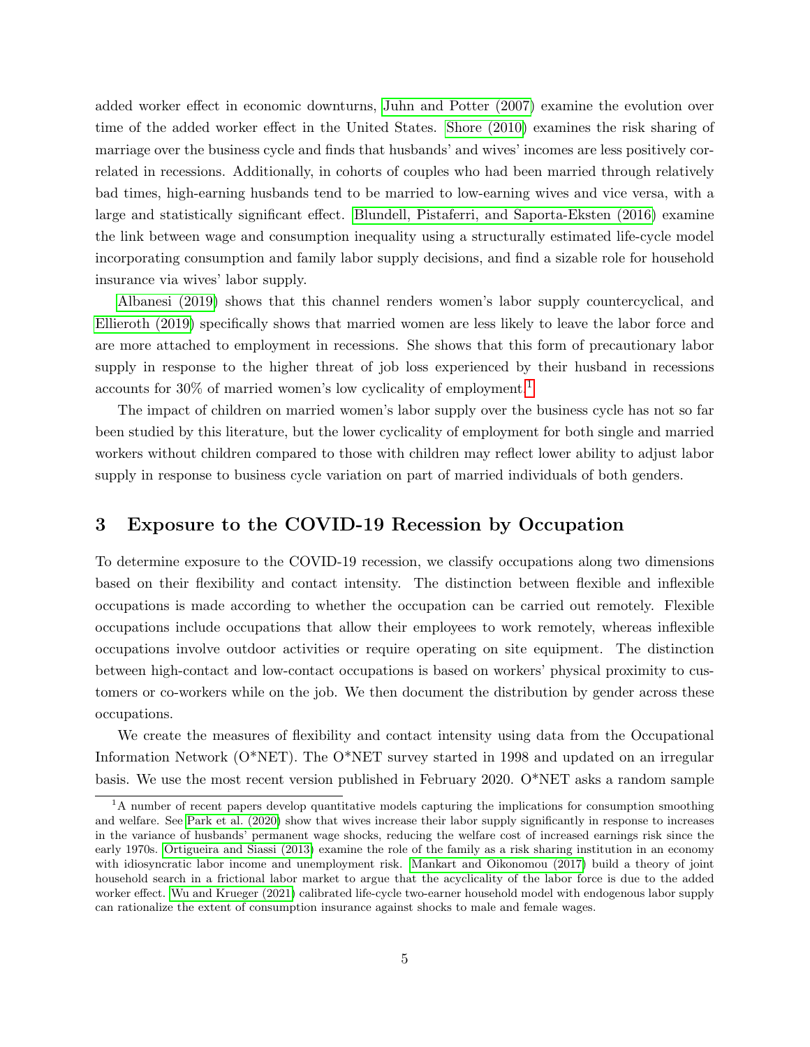added worker effect in economic downturns, Juhn and Potter (2007) examine the evolution over time of the added worker effect in the United States. Shore (2010) examines the risk sharing of marriage over the business cycle and finds that husbands' and wives' incomes are less positively correlated in recessions. Additionally, in cohorts of couples who had been married through relatively bad times, high-earning husbands tend to be married to low-earning wives and vice versa, with a large and statistically significant effect. Blundell, Pistaferri, and Saporta-Eksten (2016) examine the link between wage and consumption inequality using a structurally estimated life-cycle model incorporating consumption and family labor supply decisions, and find a sizable role for household insurance via wives' labor supply.

Albanesi (2019) shows that this channel renders women's labor supply countercyclical, and Ellieroth (2019) specifically shows that married women are less likely to leave the labor force and are more attached to employment in recessions. She shows that this form of precautionary labor supply in response to the higher threat of job loss experienced by their husband in recessions accounts for 30% of married women's low cyclicality of employment.[1]

The impact of children on married women's labor supply over the business cycle has not so far been studied by this literature, but the lower cyclicality of employment for both single and married workers without children compared to those with children may reflect lower ability to adjust labor supply in response to business cycle variation on part of married individuals of both genders.

## 3 Exposure to the COVID-19 Recession by Occupation

To determine exposure to the COVID-19 recession, we classify occupations along two dimensions based on their flexibility and contact intensity. The distinction between flexible and inflexible occupations is made according to whether the occupation can be carried out remotely. Flexible occupations include occupations that allow their employees to work remotely, whereas inflexible occupations involve outdoor activities or require operating on site equipment. The distinction between high-contact and low-contact occupations is based on workers' physical proximity to customers or co-workers while on the job. We then document the distribution by gender across these occupations.

We create the measures of flexibility and contact intensity using data from the Occupational Information Network (O*NET). The O*NET survey started in 1998 and updated on an irregular basis. We use the most recent version published in February 2020. O*NET asks a random sample

[1] A number of recent papers develop quantitative models capturing the implications for consumption smoothing and welfare. See Park et al. (2020) show that wives increase their labor supply significantly in response to increases in the variance of husbands' permanent wage shocks, reducing the welfare cost of increased earnings risk since the early 1970s. Ortigueira and Siassi (2013) examine the role of the family as a risk sharing institution in an economy with idiosyncratic labor income and unemployment risk. Mankart and Oikonomou (2017) build a theory of joint household search in a frictional labor market to argue that the acyclicality of the labor force is due to the added worker effect. Wu and Krueger (2021) calibrated life-cycle two-earner household model with endogenous labor supply can rationalize the extent of consumption insurance against shocks to male and female wages.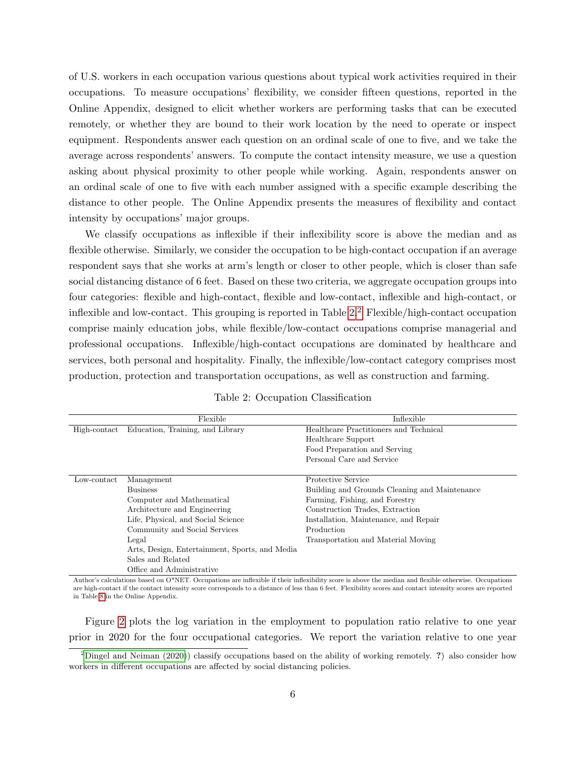of U.S. workers in each occupation various questions about typical work activities required in their occupations. To measure occupations' flexibility, we consider fifteen questions, reported in the Online Appendix, designed to elicit whether workers are performing tasks that can be executed remotely, or whether they are bound to their work location by the need to operate or inspect equipment. Respondents answer each question on an ordinal scale of one to five, and we take the average across respondents' answers. To compute the contact intensity measure, we use a question asking about physical proximity to other people while working. Again, respondents answer on an ordinal scale of one to five with each number assigned with a specific example describing the distance to other people. The Online Appendix presents the measures of flexibility and contact intensity by occupations' major groups.

We classify occupations as inflexible if their inflexibility score is above the median and as flexible otherwise. Similarly, we consider the occupation to be high-contact occupation if an average respondent says that she works at arm's length or closer to other people, which is closer than safe social distancing distance of 6 feet. Based on these two criteria, we aggregate occupation groups into four categories: flexible and high-contact, flexible and low-contact, inflexible and high-contact, or inflexible and low-contact. This grouping is reported in Table 2.[2] Flexible/high-contact occupation comprise mainly education jobs, while flexible/low-contact occupations comprise managerial and professional occupations. Inflexible/high-contact occupations are dominated by healthcare and services, both personal and hospitality. Finally, the inflexible/low-contact category comprises most production, protection and transportation occupations, as well as construction and farming.

Table 2: Occupation Classification

| | Flexible | Inflexible |
|---|---|---|
| High-contact | Education, Training, and Library | Healthcare Practitioners and Technical |
| | | Healthcare Support |
| | | Food Preparation and Serving |
| | | Personal Care and Service |
| Low-contact | Management | Protective Service |
| | Business | Building and Grounds Cleaning and Maintenance |
| | Computer and Mathematical | Farming, Fishing, and Forestry |
| | Architecture and Engineering | Construction Trades, Extraction |
| | Life, Physical, and Social Science | Installation, Maintenance, and Repair |
| | Community and Social Services | Production |
| | Legal | Transportation and Material Moving |
| | Arts, Design, Entertainment, Sports, and Media | |
| | Sales and Related | |
| | Office and Administrative | |

Author's calculations based on O*NET. Occupations are inflexible if their inflexibility score is above the median and flexible otherwise. Occupations are high-contact if the contact intensity score corresponds to a distance of less than 6 feet. Flexibility scores and contact intensity scores are reported in Table 8 in the Online Appendix.

Figure 2 plots the log variation in the employment to population ratio relative to one year prior in 2020 for the four occupational categories. We report the variation relative to one year

[2] Dingel and Neiman (2020)) classify occupations based on the ability of working remotely. ?) also consider how workers in different occupations are affected by social distancing policies.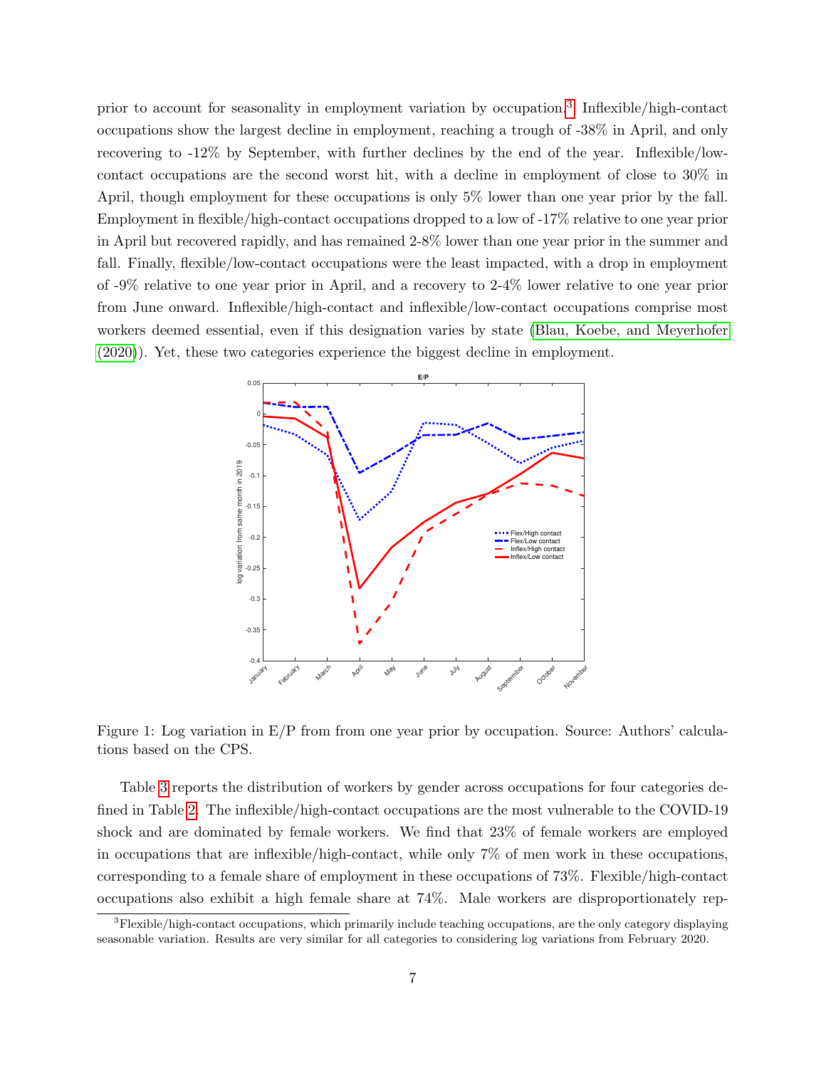prior to account for seasonality in employment variation by occupation.[3] Inflexible/high-contact occupations show the largest decline in employment, reaching a trough of -38% in April, and only recovering to -12% by September, with further declines by the end of the year. Inflexible/low-contact occupations are the second worst hit, with a decline in employment of close to 30% in April, though employment for these occupations is only 5% lower than one year prior by the fall. Employment in flexible/high-contact occupations dropped to a low of -17% relative to one year prior in April but recovered rapidly, and has remained 2-8% lower than one year prior in the summer and fall. Finally, flexible/low-contact occupations were the least impacted, with a drop in employment of -9% relative to one year prior in April, and a recovery to 2-4% lower relative to one year prior from June onward. Inflexible/high-contact and inflexible/low-contact occupations comprise most workers deemed essential, even if this designation varies by state (Blau, Koebe, and Meyerhofer (2020)). Yet, these two categories experience the biggest decline in employment.

Figure 1: Log variation in E/P from from one year prior by occupation. Source: Authors' calculations based on the CPS.

Table 3 reports the distribution of workers by gender across occupations for four categories defined in Table 2. The inflexible/high-contact occupations are the most vulnerable to the COVID-19 shock and are dominated by female workers. We find that 23% of female workers are employed in occupations that are inflexible/high-contact, while only 7% of men work in these occupations, corresponding to a female share of employment in these occupations of 73%. Flexible/high-contact occupations also exhibit a high female share at 74%. Male workers are disproportionately rep-

[3] Flexible/high-contact occupations, which primarily include teaching occupations, are the only category displaying seasonable variation. Results are very similar for all categories to considering log variations from February 2020.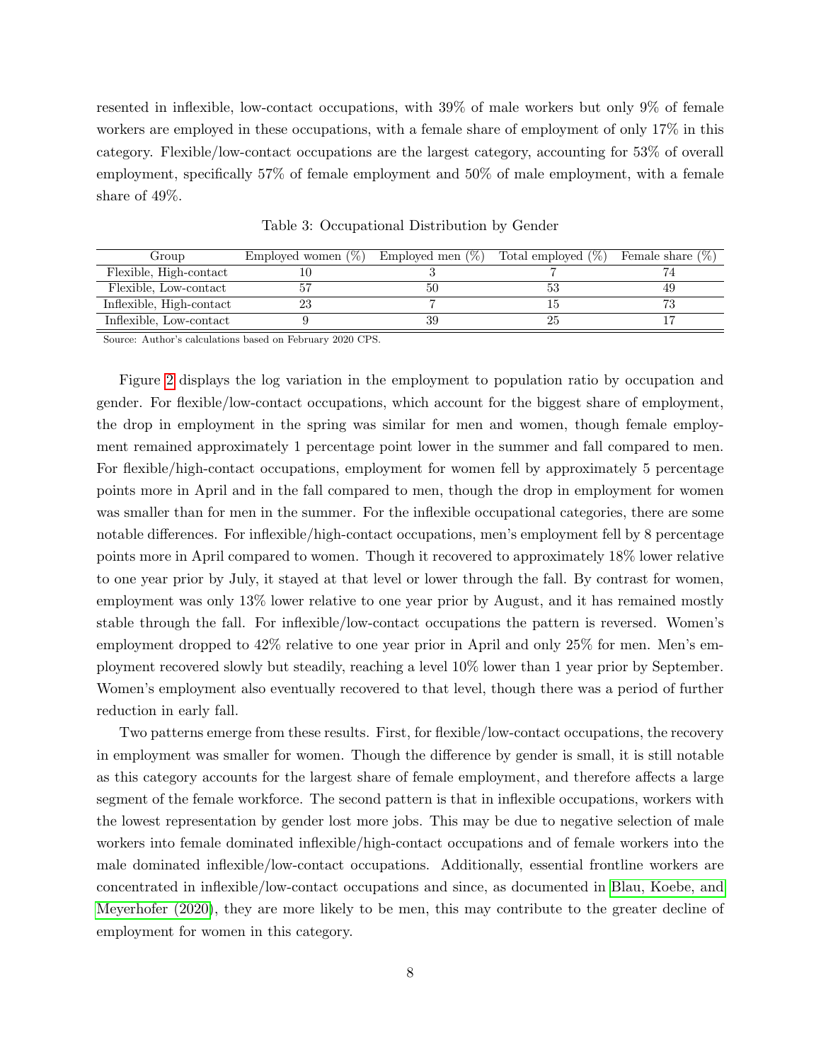resented in inflexible, low-contact occupations, with 39% of male workers but only 9% of female workers are employed in these occupations, with a female share of employment of only 17% in this category. Flexible/low-contact occupations are the largest category, accounting for 53% of overall employment, specifically 57% of female employment and 50% of male employment, with a female share of 49%.

Table 3: Occupational Distribution by Gender

| Group | Employed women (%) | Employed men (%) | Total employed (%) | Female share (%) |
|---|---|---|---|---|
| Flexible, High-contact | 10 | 3 | 7 | 74 |
| Flexible, Low-contact | 57 | 50 | 53 | 49 |
| Inflexible, High-contact | 23 | 7 | 15 | 73 |
| Inflexible, Low-contact | 9 | 39 | 25 | 17 |

Source: Author's calculations based on February 2020 CPS.

Figure 2 displays the log variation in the employment to population ratio by occupation and gender. For flexible/low-contact occupations, which account for the biggest share of employment, the drop in employment in the spring was similar for men and women, though female employment remained approximately 1 percentage point lower in the summer and fall compared to men. For flexible/high-contact occupations, employment for women fell by approximately 5 percentage points more in April and in the fall compared to men, though the drop in employment for women was smaller than for men in the summer. For the inflexible occupational categories, there are some notable differences. For inflexible/high-contact occupations, men's employment fell by 8 percentage points more in April compared to women. Though it recovered to approximately 18% lower relative to one year prior by July, it stayed at that level or lower through the fall. By contrast for women, employment was only 13% lower relative to one year prior by August, and it has remained mostly stable through the fall. For inflexible/low-contact occupations the pattern is reversed. Women's employment dropped to 42% relative to one year prior in April and only 25% for men. Men's employment recovered slowly but steadily, reaching a level 10% lower than 1 year prior by September. Women's employment also eventually recovered to that level, though there was a period of further reduction in early fall.

Two patterns emerge from these results. First, for flexible/low-contact occupations, the recovery in employment was smaller for women. Though the difference by gender is small, it is still notable as this category accounts for the largest share of female employment, and therefore affects a large segment of the female workforce. The second pattern is that in inflexible occupations, workers with the lowest representation by gender lost more jobs. This may be due to negative selection of male workers into female dominated inflexible/high-contact occupations and of female workers into the male dominated inflexible/low-contact occupations. Additionally, essential frontline workers are concentrated in inflexible/low-contact occupations and since, as documented in Blau, Koebe, and Meyerhofer (2020), they are more likely to be men, this may contribute to the greater decline of employment for women in this category.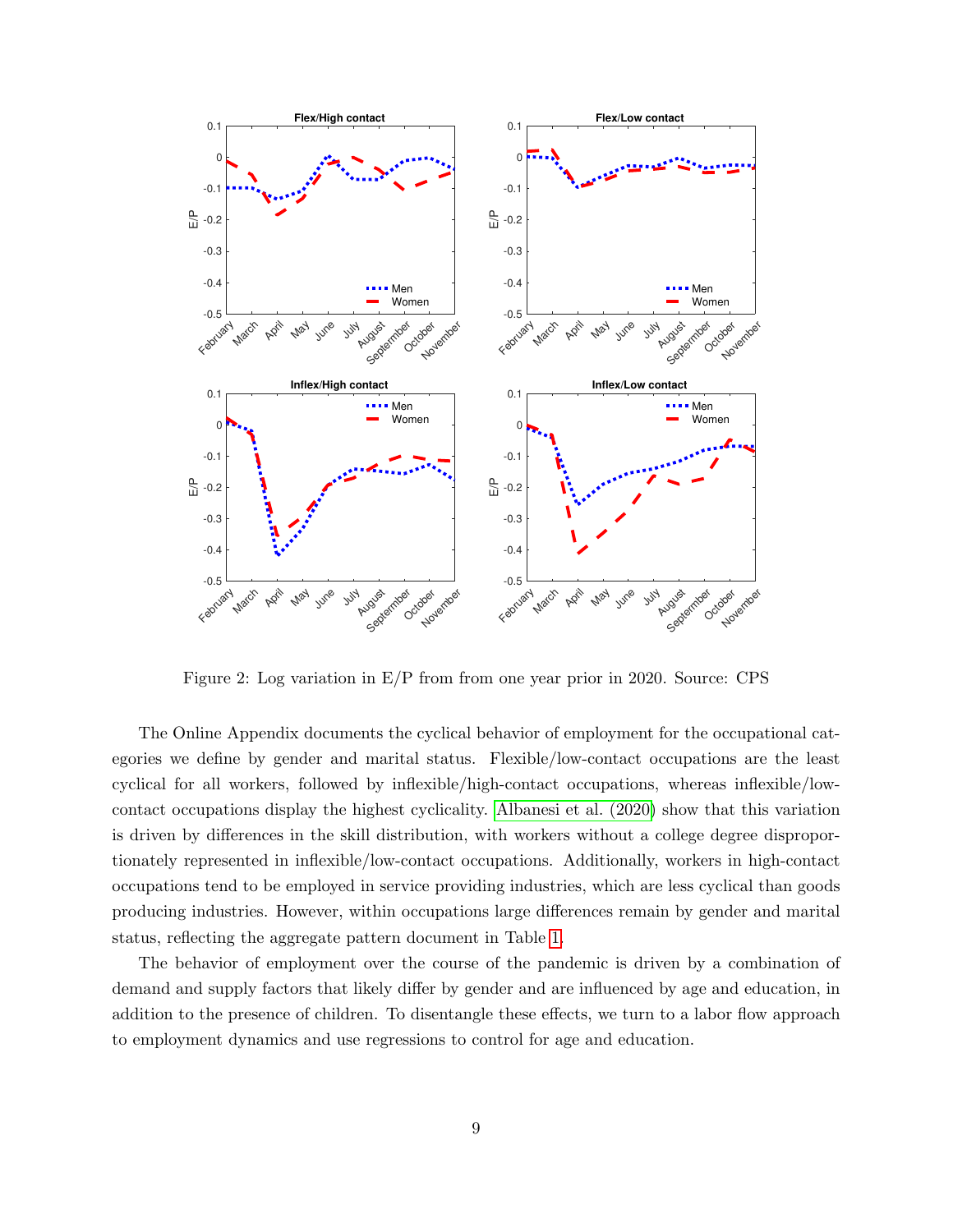Figure 2: Log variation in E/P from from one year prior in 2020. Source: CPS

The Online Appendix documents the cyclical behavior of employment for the occupational categories we define by gender and marital status. Flexible/low-contact occupations are the least cyclical for all workers, followed by inflexible/high-contact occupations, whereas inflexible/low-contact occupations display the highest cyclicality. Albanesi et al. (2020) show that this variation is driven by differences in the skill distribution, with workers without a college degree disproportionately represented in inflexible/low-contact occupations. Additionally, workers in high-contact occupations tend to be employed in service providing industries, which are less cyclical than goods producing industries. However, within occupations large differences remain by gender and marital status, reflecting the aggregate pattern document in Table 1.

The behavior of employment over the course of the pandemic is driven by a combination of demand and supply factors that likely differ by gender and are influenced by age and education, in addition to the presence of children. To disentangle these effects, we turn to a labor flow approach to employment dynamics and use regressions to control for age and education.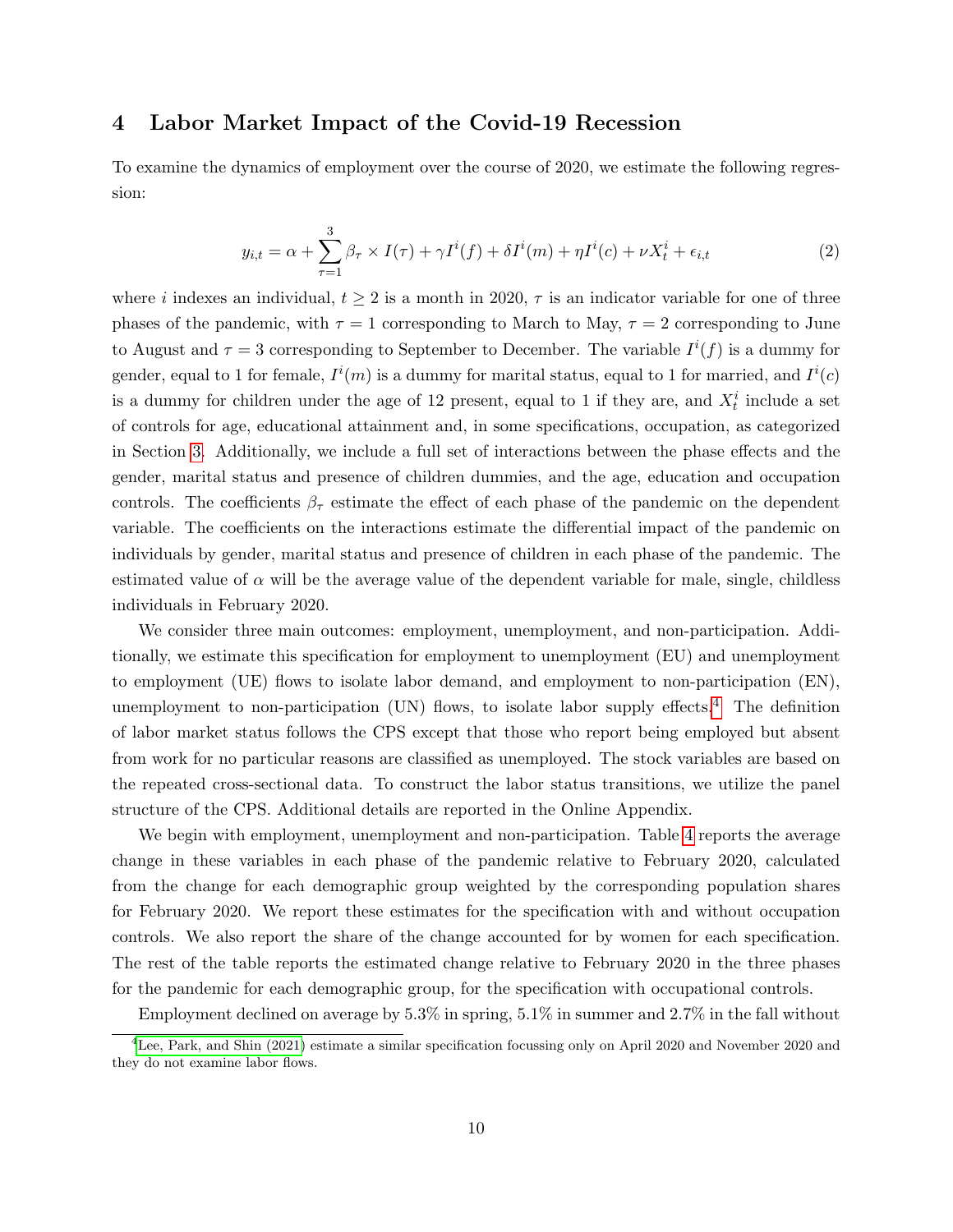## 4 Labor Market Impact of the Covid-19 Recession

To examine the dynamics of employment over the course of 2020, we estimate the following regression:

$$y_{i,t} = \alpha + \sum_{\tau=1}^{3} \beta_\tau \times I(\tau) + \gamma I^i(f) + \delta I^i(m) + \eta I^i(c) + \nu X^i_t + \epsilon_{i,t} \tag{2}$$

where $i$ indexes an individual, $t \geq 2$ is a month in 2020, $\tau$ is an indicator variable for one of three phases of the pandemic, with $\tau = 1$ corresponding to March to May, $\tau = 2$ corresponding to June to August and $\tau = 3$ corresponding to September to December. The variable $I^i(f)$ is a dummy for gender, equal to 1 for female, $I^i(m)$ is a dummy for marital status, equal to 1 for married, and $I^i(c)$ is a dummy for children under the age of 12 present, equal to 1 if they are, and $X^i_t$ include a set of controls for age, educational attainment and, in some specifications, occupation, as categorized in Section 3. Additionally, we include a full set of interactions between the phase effects and the gender, marital status and presence of children dummies, and the age, education and occupation controls. The coefficients $\beta_\tau$ estimate the effect of each phase of the pandemic on the dependent variable. The coefficients on the interactions estimate the differential impact of the pandemic on individuals by gender, marital status and presence of children in each phase of the pandemic. The estimated value of $\alpha$ will be the average value of the dependent variable for male, single, childless individuals in February 2020.

We consider three main outcomes: employment, unemployment, and non-participation. Additionally, we estimate this specification for employment to unemployment (EU) and unemployment to employment (UE) flows to isolate labor demand, and employment to non-participation (EN), unemployment to non-participation (UN) flows, to isolate labor supply effects.[4] The definition of labor market status follows the CPS except that those who report being employed but absent from work for no particular reasons are classified as unemployed. The stock variables are based on the repeated cross-sectional data. To construct the labor status transitions, we utilize the panel structure of the CPS. Additional details are reported in the Online Appendix.

We begin with employment, unemployment and non-participation. Table 4 reports the average change in these variables in each phase of the pandemic relative to February 2020, calculated from the change for each demographic group weighted by the corresponding population shares for February 2020. We report these estimates for the specification with and without occupation controls. We also report the share of the change accounted for by women for each specification. The rest of the table reports the estimated change relative to February 2020 in the three phases for the pandemic for each demographic group, for the specification with occupational controls.

Employment declined on average by 5.3% in spring, 5.1% in summer and 2.7% in the fall without

[4] Lee, Park, and Shin (2021) estimate a similar specification focussing only on April 2020 and November 2020 and they do not examine labor flows.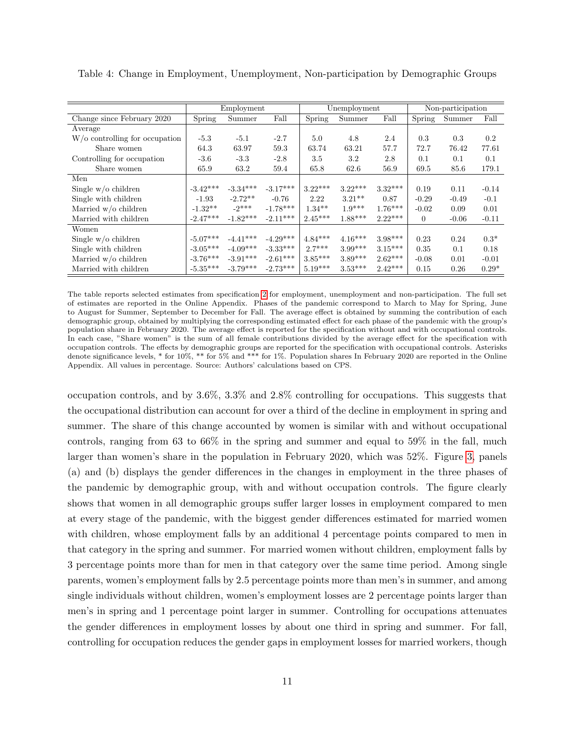Table 4: Change in Employment, Unemployment, Non-participation by Demographic Groups

| | Employment | | | Unemployment | | | Non-participation | | |
|---|---|---|---|---|---|---|---|---|---|
| Change since February 2020 | Spring | Summer | Fall | Spring | Summer | Fall | Spring | Summer | Fall |
| Average | | | | | | | | | |
| W/o controlling for occupation | -5.3 | -5.1 | -2.7 | 5.0 | 4.8 | 2.4 | 0.3 | 0.3 | 0.2 |
| Share women | 64.3 | 63.97 | 59.3 | 63.74 | 63.21 | 57.7 | 72.7 | 76.42 | 77.61 |
| Controlling for occupation | -3.6 | -3.3 | -2.8 | 3.5 | 3.2 | 2.8 | 0.1 | 0.1 | 0.1 |
| Share women | 65.9 | 63.2 | 59.4 | 65.8 | 62.6 | 56.9 | 69.5 | 85.6 | 179.1 |
| Men | | | | | | | | | |
| Single w/o children | -3.42*** | -3.34*** | -3.17*** | 3.22*** | 3.22*** | 3.32*** | 0.19 | 0.11 | -0.14 |
| Single with children | -1.93 | -2.72** | -0.76 | 2.22 | 3.21** | 0.87 | -0.29 | -0.49 | -0.1 |
| Married w/o children | -1.32** | -2*** | -1.78*** | 1.34** | 1.9*** | 1.76*** | -0.02 | 0.09 | 0.01 |
| Married with children | -2.47*** | -1.82*** | -2.11*** | 2.45*** | 1.88*** | 2.22*** | 0 | -0.06 | -0.11 |
| Women | | | | | | | | | |
| Single w/o children | -5.07*** | -4.41*** | -4.29*** | 4.84*** | 4.16*** | 3.98*** | 0.23 | 0.24 | 0.3* |
| Single with children | -3.05*** | -4.09*** | -3.33*** | 2.7*** | 3.99*** | 3.15*** | 0.35 | 0.1 | 0.18 |
| Married w/o children | -3.76*** | -3.91*** | -2.61*** | 3.85*** | 3.89*** | 2.62*** | -0.08 | 0.01 | -0.01 |
| Married with children | -5.35*** | -3.79*** | -2.73*** | 5.19*** | 3.53*** | 2.42*** | 0.15 | 0.26 | 0.29* |

The table reports selected estimates from specification 2 for employment, unemployment and non-participation. The full set of estimates are reported in the Online Appendix. Phases of the pandemic correspond to March to May for Spring, June to August for Summer, September to December for Fall. The average effect is obtained by summing the contribution of each demographic group, obtained by multiplying the corresponding estimated effect for each phase of the pandemic with the group's population share in February 2020. The average effect is reported for the specification without and with occupational controls. In each case, "Share women" is the sum of all female contributions divided by the average effect for the specification with occupation controls. The effects by demographic groups are reported for the specification with occupational controls. Asterisks denote significance levels, * for 10%, ** for 5% and *** for 1%. Population shares In February 2020 are reported in the Online Appendix. All values in percentage. Source: Authors' calculations based on CPS.

occupation controls, and by 3.6%, 3.3% and 2.8% controlling for occupations. This suggests that the occupational distribution can account for over a third of the decline in employment in spring and summer. The share of this change accounted by women is similar with and without occupational controls, ranging from 63 to 66% in the spring and summer and equal to 59% in the fall, much larger than women's share in the population in February 2020, which was 52%. Figure 3, panels (a) and (b) displays the gender differences in the changes in employment in the three phases of the pandemic by demographic group, with and without occupation controls. The figure clearly shows that women in all demographic groups suffer larger losses in employment compared to men at every stage of the pandemic, with the biggest gender differences estimated for married women with children, whose employment falls by an additional 4 percentage points compared to men in that category in the spring and summer. For married women without children, employment falls by 3 percentage points more than for men in that category over the same time period. Among single parents, women's employment falls by 2.5 percentage points more than men's in summer, and among single individuals without children, women's employment losses are 2 percentage points larger than men's in spring and 1 percentage point larger in summer. Controlling for occupations attenuates the gender differences in employment losses by about one third in spring and summer. For fall, controlling for occupation reduces the gender gaps in employment losses for married workers, though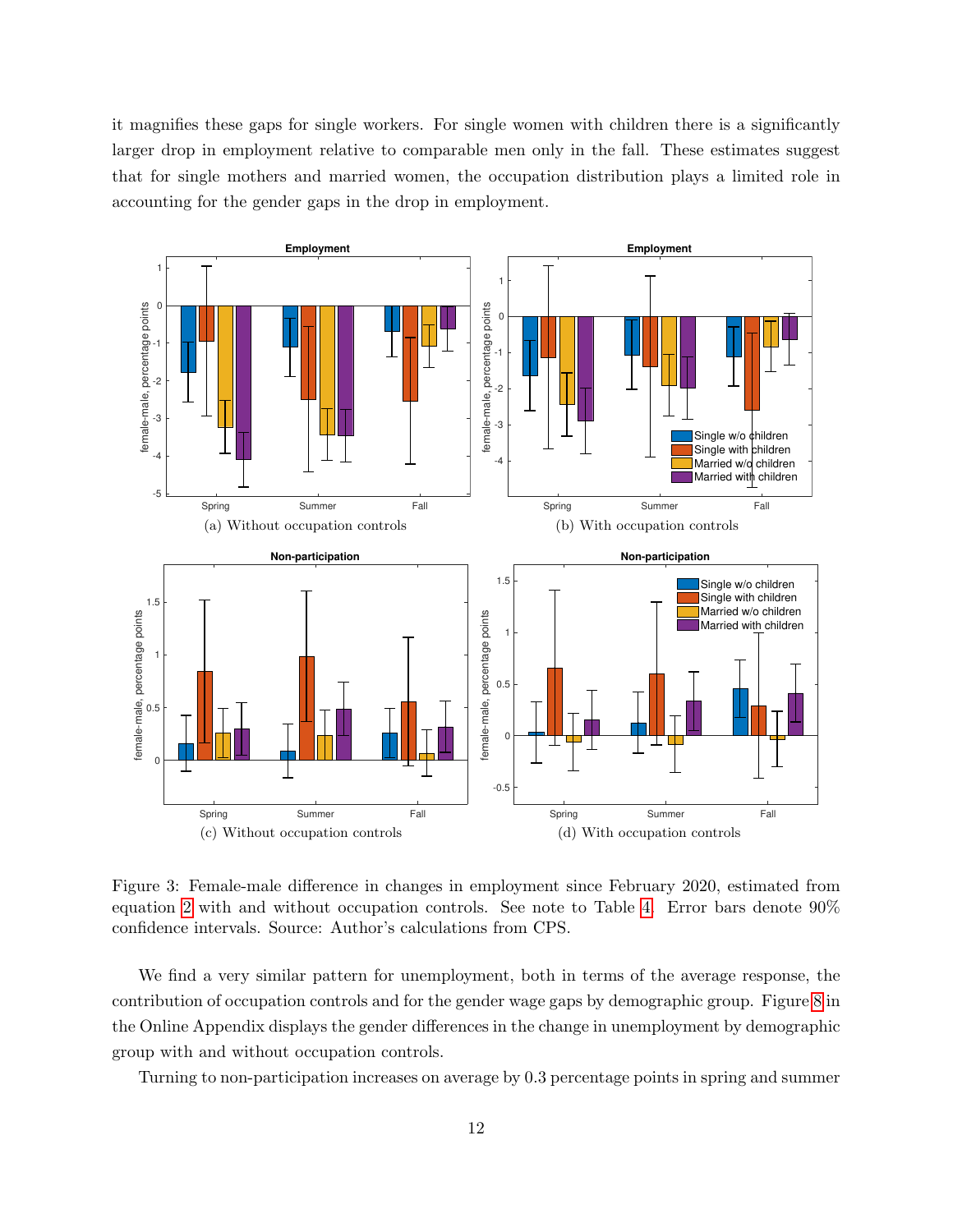it magnifies these gaps for single workers. For single women with children there is a significantly larger drop in employment relative to comparable men only in the fall. These estimates suggest that for single mothers and married women, the occupation distribution plays a limited role in accounting for the gender gaps in the drop in employment.

(a) Without occupation controls

(b) With occupation controls

(c) Without occupation controls

(d) With occupation controls

Figure 3: Female-male difference in changes in employment since February 2020, estimated from equation 2 with and without occupation controls. See note to Table 4. Error bars denote 90% confidence intervals. Source: Author's calculations from CPS.

We find a very similar pattern for unemployment, both in terms of the average response, the contribution of occupation controls and for the gender wage gaps by demographic group. Figure 8 in the Online Appendix displays the gender differences in the change in unemployment by demographic group with and without occupation controls.

Turning to non-participation increases on average by 0.3 percentage points in spring and summer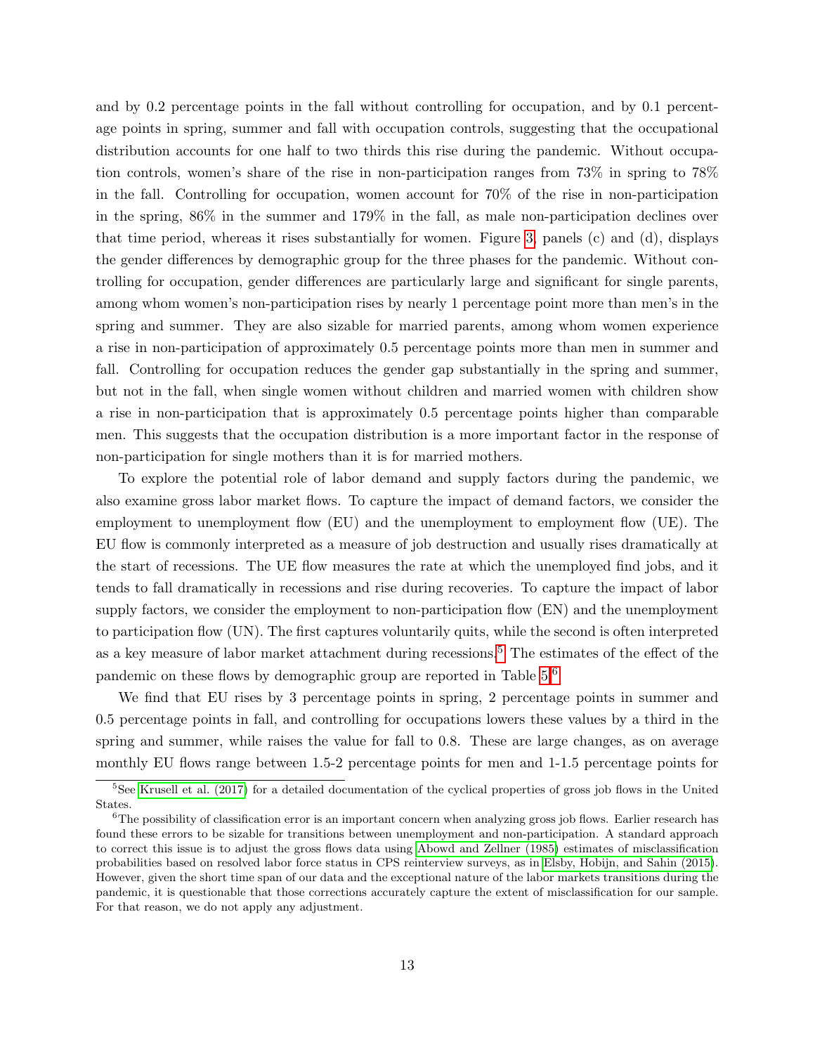and by 0.2 percentage points in the fall without controlling for occupation, and by 0.1 percentage points in spring, summer and fall with occupation controls, suggesting that the occupational distribution accounts for one half to two thirds this rise during the pandemic. Without occupation controls, women's share of the rise in non-participation ranges from 73% in spring to 78% in the fall. Controlling for occupation, women account for 70% of the rise in non-participation in the spring, 86% in the summer and 179% in the fall, as male non-participation declines over that time period, whereas it rises substantially for women. Figure 3, panels (c) and (d), displays the gender differences by demographic group for the three phases for the pandemic. Without controlling for occupation, gender differences are particularly large and significant for single parents, among whom women's non-participation rises by nearly 1 percentage point more than men's in the spring and summer. They are also sizable for married parents, among whom women experience a rise in non-participation of approximately 0.5 percentage points more than men in summer and fall. Controlling for occupation reduces the gender gap substantially in the spring and summer, but not in the fall, when single women without children and married women with children show a rise in non-participation that is approximately 0.5 percentage points higher than comparable men. This suggests that the occupation distribution is a more important factor in the response of non-participation for single mothers than it is for married mothers.

To explore the potential role of labor demand and supply factors during the pandemic, we also examine gross labor market flows. To capture the impact of demand factors, we consider the employment to unemployment flow (EU) and the unemployment to employment flow (UE). The EU flow is commonly interpreted as a measure of job destruction and usually rises dramatically at the start of recessions. The UE flow measures the rate at which the unemployed find jobs, and it tends to fall dramatically in recessions and rise during recoveries. To capture the impact of labor supply factors, we consider the employment to non-participation flow (EN) and the unemployment to participation flow (UN). The first captures voluntarily quits, while the second is often interpreted as a key measure of labor market attachment during recessions.[5] The estimates of the effect of the pandemic on these flows by demographic group are reported in Table 5.[6]

We find that EU rises by 3 percentage points in spring, 2 percentage points in summer and 0.5 percentage points in fall, and controlling for occupations lowers these values by a third in the spring and summer, while raises the value for fall to 0.8. These are large changes, as on average monthly EU flows range between 1.5-2 percentage points for men and 1-1.5 percentage points for

[5] See Krusell et al. (2017) for a detailed documentation of the cyclical properties of gross job flows in the United States.

[6] The possibility of classification error is an important concern when analyzing gross job flows. Earlier research has found these errors to be sizable for transitions between unemployment and non-participation. A standard approach to correct this issue is to adjust the gross flows data using Abowd and Zellner (1985) estimates of misclassification probabilities based on resolved labor force status in CPS reinterview surveys, as in Elsby, Hobijn, and Sahin (2015). However, given the short time span of our data and the exceptional nature of the labor markets transitions during the pandemic, it is questionable that those corrections accurately capture the extent of misclassification for our sample. For that reason, we do not apply any adjustment.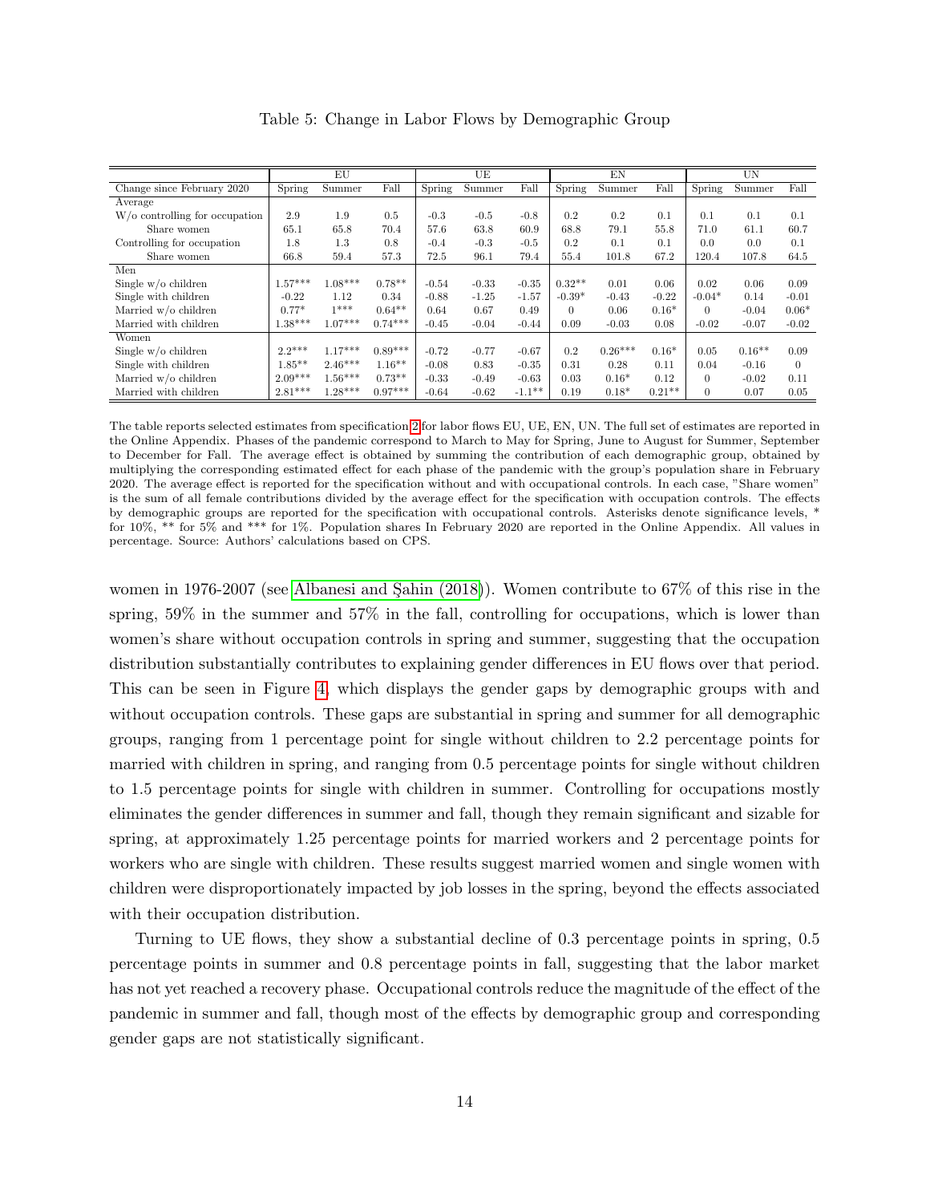Table 5: Change in Labor Flows by Demographic Group

| | EU | | | UE | | | EN | | | UN | | |
|---|---|---|---|---|---|---|---|---|---|---|---|---|
| Change since February 2020 | Spring | Summer | Fall | Spring | Summer | Fall | Spring | Summer | Fall | Spring | Summer | Fall |
| Average | | | | | | | | | | | | |
| W/o controlling for occupation | 2.9 | 1.9 | 0.5 | -0.3 | -0.5 | -0.8 | 0.2 | 0.2 | 0.1 | 0.1 | 0.1 | 0.1 |
| Share women | 65.1 | 65.8 | 70.4 | 57.6 | 63.8 | 60.9 | 68.8 | 79.1 | 55.8 | 71.0 | 61.1 | 60.7 |
| Controlling for occupation | 1.8 | 1.3 | 0.8 | -0.4 | -0.3 | -0.5 | 0.2 | 0.1 | 0.1 | 0.0 | 0.0 | 0.1 |
| Share women | 66.8 | 59.4 | 57.3 | 72.5 | 96.1 | 79.4 | 55.4 | 101.8 | 67.2 | 120.4 | 107.8 | 64.5 |
| Men | | | | | | | | | | | | |
| Single w/o children | 1.57*** | 1.08*** | 0.78** | -0.54 | -0.33 | -0.35 | 0.32** | 0.01 | 0.06 | 0.02 | 0.06 | 0.09 |
| Single with children | -0.22 | 1.12 | 0.34 | -0.88 | -1.25 | -1.57 | -0.39* | -0.43 | -0.22 | -0.04* | 0.14 | -0.01 |
| Married w/o children | 0.77* | 1*** | 0.64** | 0.64 | 0.67 | 0.49 | 0 | 0.06 | 0.16* | 0 | -0.04 | 0.06* |
| Married with children | 1.38*** | 1.07*** | 0.74*** | -0.45 | -0.04 | -0.44 | 0.09 | -0.03 | 0.08 | -0.02 | -0.07 | -0.02 |
| Women | | | | | | | | | | | | |
| Single w/o children | 2.2*** | 1.17*** | 0.89*** | -0.72 | -0.77 | -0.67 | 0.2 | 0.26*** | 0.16* | 0.05 | 0.16** | 0.09 |
| Single with children | 1.85** | 2.46*** | 1.16** | -0.08 | 0.83 | -0.35 | 0.31 | 0.28 | 0.11 | 0.04 | -0.16 | 0 |
| Married w/o children | 2.09*** | 1.56*** | 0.73** | -0.33 | -0.49 | -0.63 | 0.03 | 0.16* | 0.12 | 0 | -0.02 | 0.11 |
| Married with children | 2.81*** | 1.28*** | 0.97*** | -0.64 | -0.62 | -1.1** | 0.19 | 0.18* | 0.21** | 0 | 0.07 | 0.05 |

The table reports selected estimates from specification 2 for labor flows EU, UE, EN, UN. The full set of estimates are reported in the Online Appendix. Phases of the pandemic correspond to March to May for Spring, June to August for Summer, September to December for Fall. The average effect is obtained by summing the contribution of each demographic group, obtained by multiplying the corresponding estimated effect for each phase of the pandemic with the group's population share in February 2020. The average effect is reported for the specification without and with occupational controls. In each case, "Share women" is the sum of all female contributions divided by the average effect for the specification with occupation controls. The effects by demographic groups are reported for the specification with occupational controls. Asterisks denote significance levels, * for 10%, ** for 5% and *** for 1%. Population shares In February 2020 are reported in the Online Appendix. All values in percentage. Source: Authors' calculations based on CPS.

women in 1976-2007 (see Albanesi and Şahin (2018)). Women contribute to 67% of this rise in the spring, 59% in the summer and 57% in the fall, controlling for occupations, which is lower than women's share without occupation controls in spring and summer, suggesting that the occupation distribution substantially contributes to explaining gender differences in EU flows over that period. This can be seen in Figure 4, which displays the gender gaps by demographic groups with and without occupation controls. These gaps are substantial in spring and summer for all demographic groups, ranging from 1 percentage point for single without children to 2.2 percentage points for married with children in spring, and ranging from 0.5 percentage points for single without children to 1.5 percentage points for single with children in summer. Controlling for occupations mostly eliminates the gender differences in summer and fall, though they remain significant and sizable for spring, at approximately 1.25 percentage points for married workers and 2 percentage points for workers who are single with children. These results suggest married women and single women with children were disproportionately impacted by job losses in the spring, beyond the effects associated with their occupation distribution.

Turning to UE flows, they show a substantial decline of 0.3 percentage points in spring, 0.5 percentage points in summer and 0.8 percentage points in fall, suggesting that the labor market has not yet reached a recovery phase. Occupational controls reduce the magnitude of the effect of the pandemic in summer and fall, though most of the effects by demographic group and corresponding gender gaps are not statistically significant.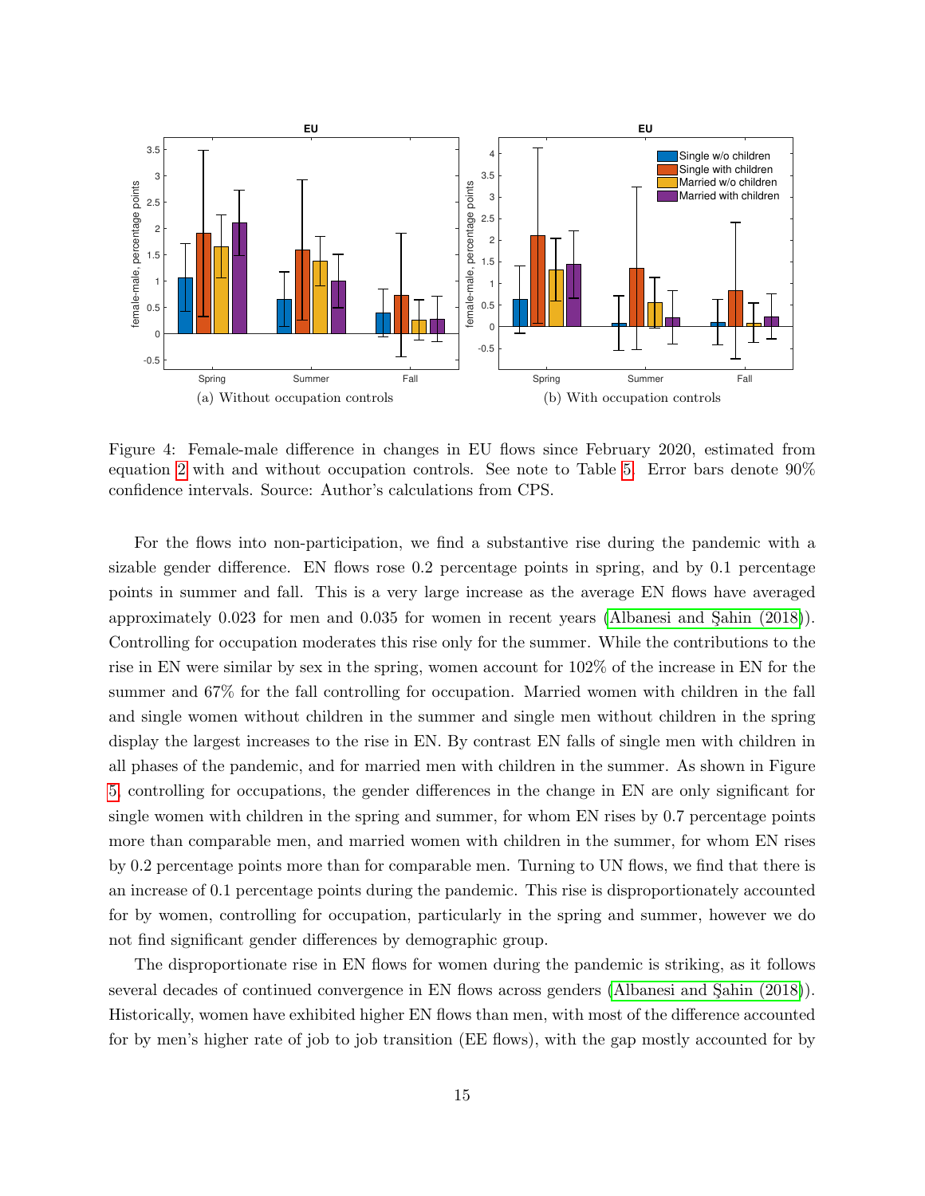Figure 4: Female-male difference in changes in EU flows since February 2020, estimated from equation 2 with and without occupation controls. See note to Table 5. Error bars denote 90% confidence intervals. Source: Author's calculations from CPS.

(a) Without occupation controls

(b) With occupation controls

For the flows into non-participation, we find a substantive rise during the pandemic with a sizable gender difference. EN flows rose 0.2 percentage points in spring, and by 0.1 percentage points in summer and fall. This is a very large increase as the average EN flows have averaged approximately 0.023 for men and 0.035 for women in recent years (Albanesi and Şahin (2018)). Controlling for occupation moderates this rise only for the summer. While the contributions to the rise in EN were similar by sex in the spring, women account for 102% of the increase in EN for the summer and 67% for the fall controlling for occupation. Married women with children in the fall and single women without children in the summer and single men without children in the spring display the largest increases to the rise in EN. By contrast EN falls of single men with children in all phases of the pandemic, and for married men with children in the summer. As shown in Figure 5 controlling for occupations, the gender differences in the change in EN are only significant for single women with children in the spring and summer, for whom EN rises by 0.7 percentage points more than comparable men, and married women with children in the summer, for whom EN rises by 0.2 percentage points more than for comparable men. Turning to UN flows, we find that there is an increase of 0.1 percentage points during the pandemic. This rise is disproportionately accounted for by women, controlling for occupation, particularly in the spring and summer, however we do not find significant gender differences by demographic group.

The disproportionate rise in EN flows for women during the pandemic is striking, as it follows several decades of continued convergence in EN flows across genders (Albanesi and Şahin (2018)). Historically, women have exhibited higher EN flows than men, with most of the difference accounted for by men's higher rate of job to job transition (EE flows), with the gap mostly accounted for by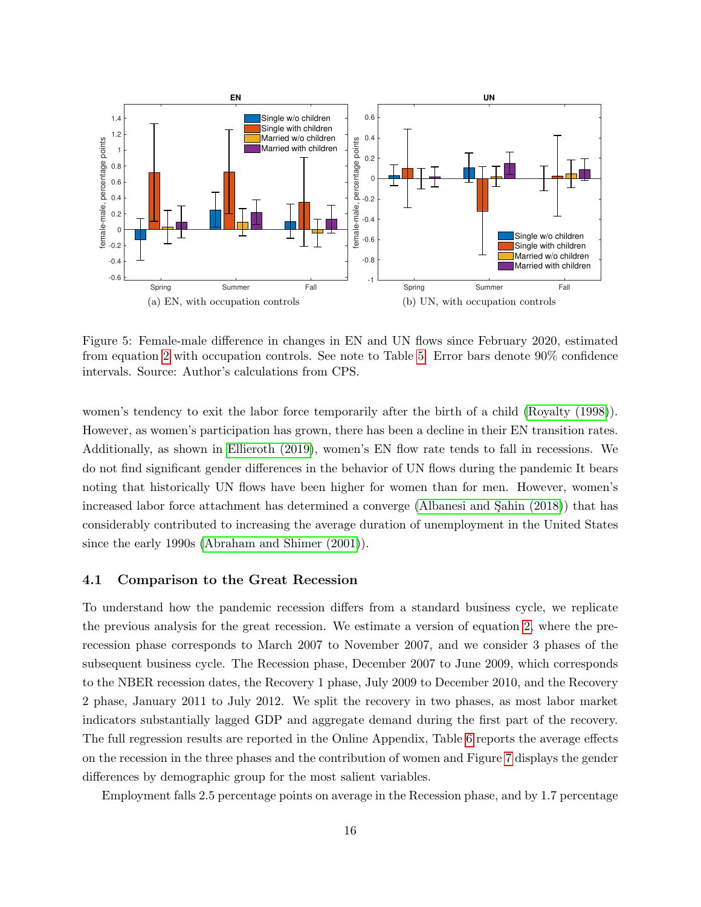(a) EN, with occupation controls

(b) UN, with occupation controls

Figure 5: Female-male difference in changes in EN and UN flows since February 2020, estimated from equation 2 with occupation controls. See note to Table 5. Error bars denote 90% confidence intervals. Source: Author's calculations from CPS.

women's tendency to exit the labor force temporarily after the birth of a child (Royalty (1998)). However, as women's participation has grown, there has been a decline in their EN transition rates. Additionally, as shown in Ellieroth (2019), women's EN flow rate tends to fall in recessions. We do not find significant gender differences in the behavior of UN flows during the pandemic It bears noting that historically UN flows have been higher for women than for men. However, women's increased labor force attachment has determined a converge (Albanesi and Şahin (2018)) that has considerably contributed to increasing the average duration of unemployment in the United States since the early 1990s (Abraham and Shimer (2001)).

### 4.1 Comparison to the Great Recession

To understand how the pandemic recession differs from a standard business cycle, we replicate the previous analysis for the great recession. We estimate a version of equation 2, where the pre-recession phase corresponds to March 2007 to November 2007, and we consider 3 phases of the subsequent business cycle. The Recession phase, December 2007 to June 2009, which corresponds to the NBER recession dates, the Recovery 1 phase, July 2009 to December 2010, and the Recovery 2 phase, January 2011 to July 2012. We split the recovery in two phases, as most labor market indicators substantially lagged GDP and aggregate demand during the first part of the recovery. The full regression results are reported in the Online Appendix, Table 6 reports the average effects on the recession in the three phases and the contribution of women and Figure 7 displays the gender differences by demographic group for the most salient variables.

Employment falls 2.5 percentage points on average in the Recession phase, and by 1.7 percentage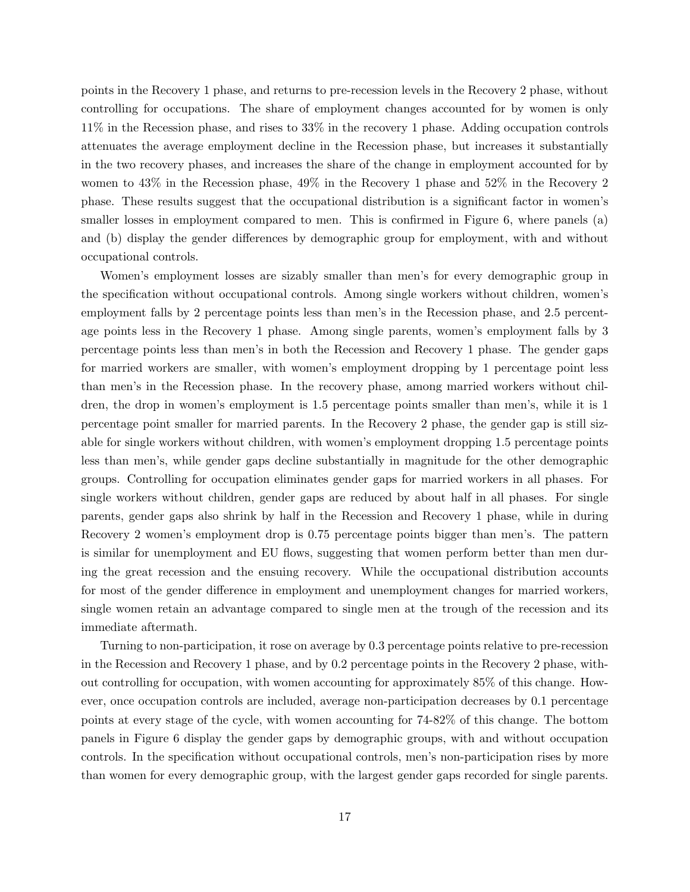points in the Recovery 1 phase, and returns to pre-recession levels in the Recovery 2 phase, without controlling for occupations. The share of employment changes accounted for by women is only 11% in the Recession phase, and rises to 33% in the recovery 1 phase. Adding occupation controls attenuates the average employment decline in the Recession phase, but increases it substantially in the two recovery phases, and increases the share of the change in employment accounted for by women to 43% in the Recession phase, 49% in the Recovery 1 phase and 52% in the Recovery 2 phase. These results suggest that the occupational distribution is a significant factor in women's smaller losses in employment compared to men. This is confirmed in Figure 6, where panels (a) and (b) display the gender differences by demographic group for employment, with and without occupational controls.

Women's employment losses are sizably smaller than men's for every demographic group in the specification without occupational controls. Among single workers without children, women's employment falls by 2 percentage points less than men's in the Recession phase, and 2.5 percentage points less in the Recovery 1 phase. Among single parents, women's employment falls by 3 percentage points less than men's in both the Recession and Recovery 1 phase. The gender gaps for married workers are smaller, with women's employment dropping by 1 percentage point less than men's in the Recession phase. In the recovery phase, among married workers without children, the drop in women's employment is 1.5 percentage points smaller than men's, while it is 1 percentage point smaller for married parents. In the Recovery 2 phase, the gender gap is still sizable for single workers without children, with women's employment dropping 1.5 percentage points less than men's, while gender gaps decline substantially in magnitude for the other demographic groups. Controlling for occupation eliminates gender gaps for married workers in all phases. For single workers without children, gender gaps are reduced by about half in all phases. For single parents, gender gaps also shrink by half in the Recession and Recovery 1 phase, while in during Recovery 2 women's employment drop is 0.75 percentage points bigger than men's. The pattern is similar for unemployment and EU flows, suggesting that women perform better than men during the great recession and the ensuing recovery. While the occupational distribution accounts for most of the gender difference in employment and unemployment changes for married workers, single women retain an advantage compared to single men at the trough of the recession and its immediate aftermath.

Turning to non-participation, it rose on average by 0.3 percentage points relative to pre-recession in the Recession and Recovery 1 phase, and by 0.2 percentage points in the Recovery 2 phase, without controlling for occupation, with women accounting for approximately 85% of this change. However, once occupation controls are included, average non-participation decreases by 0.1 percentage points at every stage of the cycle, with women accounting for 74-82% of this change. The bottom panels in Figure 6 display the gender gaps by demographic groups, with and without occupation controls. In the specification without occupational controls, men's non-participation rises by more than women for every demographic group, with the largest gender gaps recorded for single parents.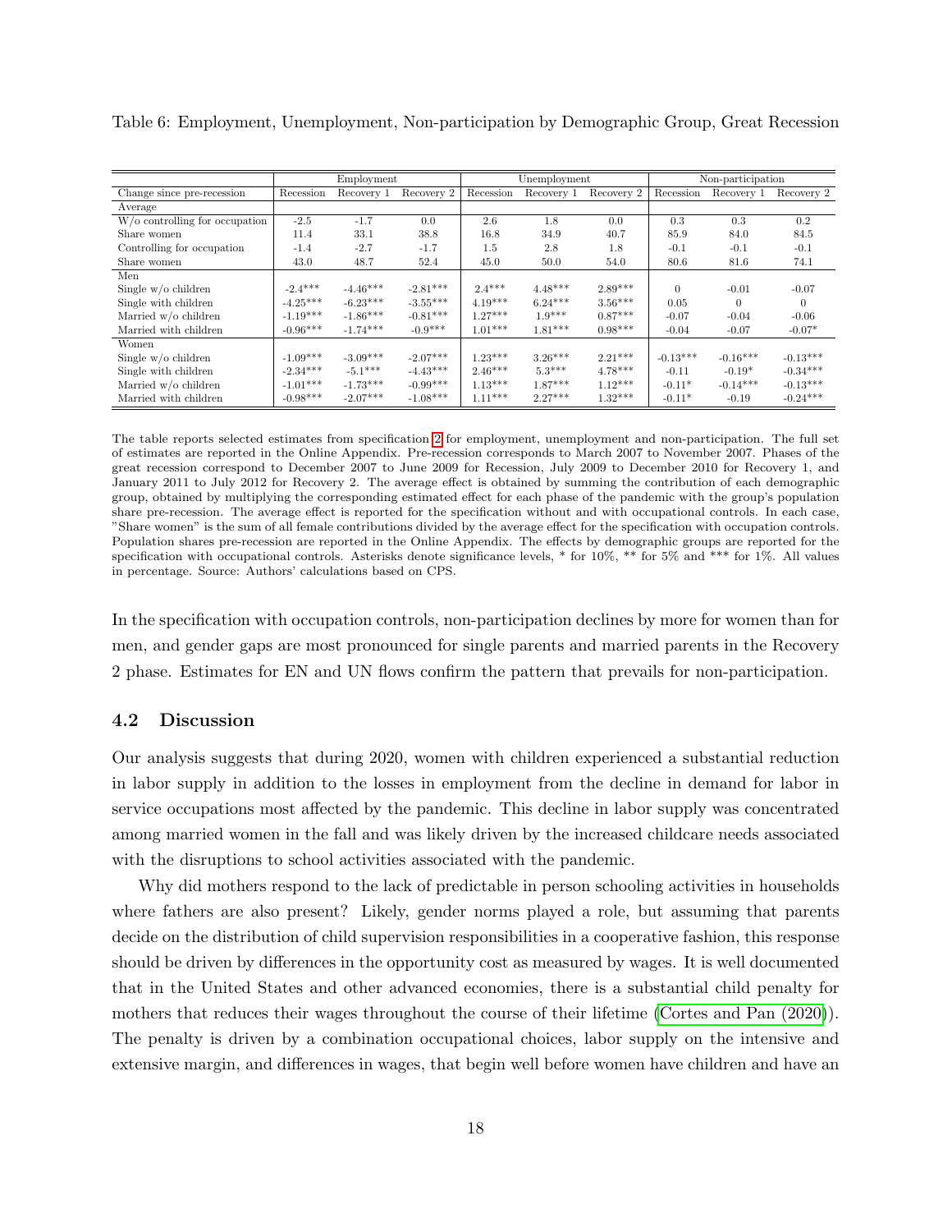Table 6: Employment, Unemployment, Non-participation by Demographic Group, Great Recession

| | Employment | | | Unemployment | | | Non-participation | | |
|---|---|---|---|---|---|---|---|---|---|
| Change since pre-recession | Recession | Recovery 1 | Recovery 2 | Recession | Recovery 1 | Recovery 2 | Recession | Recovery 1 | Recovery 2 |
| Average | | | | | | | | | |
| W/o controlling for occupation | -2.5 | -1.7 | 0.0 | 2.6 | 1.8 | 0.0 | 0.3 | 0.3 | 0.2 |
| Share women | 11.4 | 33.1 | 38.8 | 16.8 | 34.9 | 40.7 | 85.9 | 84.0 | 84.5 |
| Controlling for occupation | -1.4 | -2.7 | -1.7 | 1.5 | 2.8 | 1.8 | -0.1 | -0.1 | -0.1 |
| Share women | 43.0 | 48.7 | 52.4 | 45.0 | 50.0 | 54.0 | 80.6 | 81.6 | 74.1 |
| Men | | | | | | | | | |
| Single w/o children | -2.4*** | -4.46*** | -2.81*** | 2.4*** | 4.48*** | 2.89*** | 0 | -0.01 | -0.07 |
| Single with children | -4.25*** | -6.23*** | -3.55*** | 4.19*** | 6.24*** | 3.56*** | 0.05 | 0 | 0 |
| Married w/o children | -1.19*** | -1.86*** | -0.81*** | 1.27*** | 1.9*** | 0.87*** | -0.07 | -0.04 | -0.06 |
| Married with children | -0.96*** | -1.74*** | -0.9*** | 1.01*** | 1.81*** | 0.98*** | -0.04 | -0.07 | -0.07* |
| Women | | | | | | | | | |
| Single w/o children | -1.09*** | -3.09*** | -2.07*** | 1.23*** | 3.26*** | 2.21*** | -0.13*** | -0.16*** | -0.13*** |
| Single with children | -2.34*** | -5.1*** | -4.43*** | 2.46*** | 5.3*** | 4.78*** | -0.11 | -0.19* | -0.34*** |
| Married w/o children | -1.01*** | -1.73*** | -0.99*** | 1.13*** | 1.87*** | 1.12*** | -0.11* | -0.14*** | -0.13*** |
| Married with children | -0.98*** | -2.07*** | -1.08*** | 1.11*** | 2.27*** | 1.32*** | -0.11* | -0.19 | -0.24*** |

The table reports selected estimates from specification 2 for employment, unemployment and non-participation. The full set of estimates are reported in the Online Appendix. Pre-recession corresponds to March 2007 to November 2007. Phases of the great recession correspond to December 2007 to June 2009 for Recession, July 2009 to December 2010 for Recovery 1, and January 2011 to July 2012 for Recovery 2. The average effect is obtained by summing the contribution of each demographic group, obtained by multiplying the corresponding estimated effect for each phase of the pandemic with the group's population share pre-recession. The average effect is reported for the specification without and with occupational controls. In each case, "Share women" is the sum of all female contributions divided by the average effect for the specification with occupation controls. Population shares pre-recession are reported in the Online Appendix. The effects by demographic groups are reported for the specification with occupational controls. Asterisks denote significance levels, * for 10%, ** for 5% and *** for 1%. All values in percentage. Source: Authors' calculations based on CPS.

In the specification with occupation controls, non-participation declines by more for women than for men, and gender gaps are most pronounced for single parents and married parents in the Recovery 2 phase. Estimates for EN and UN flows confirm the pattern that prevails for non-participation.

### 4.2 Discussion

Our analysis suggests that during 2020, women with children experienced a substantial reduction in labor supply in addition to the losses in employment from the decline in demand for labor in service occupations most affected by the pandemic. This decline in labor supply was concentrated among married women in the fall and was likely driven by the increased childcare needs associated with the disruptions to school activities associated with the pandemic.

Why did mothers respond to the lack of predictable in person schooling activities in households where fathers are also present? Likely, gender norms played a role, but assuming that parents decide on the distribution of child supervision responsibilities in a cooperative fashion, this response should be driven by differences in the opportunity cost as measured by wages. It is well documented that in the United States and other advanced economies, there is a substantial child penalty for mothers that reduces their wages throughout the course of their lifetime (Cortes and Pan (2020)). The penalty is driven by a combination occupational choices, labor supply on the intensive and extensive margin, and differences in wages, that begin well before women have children and have an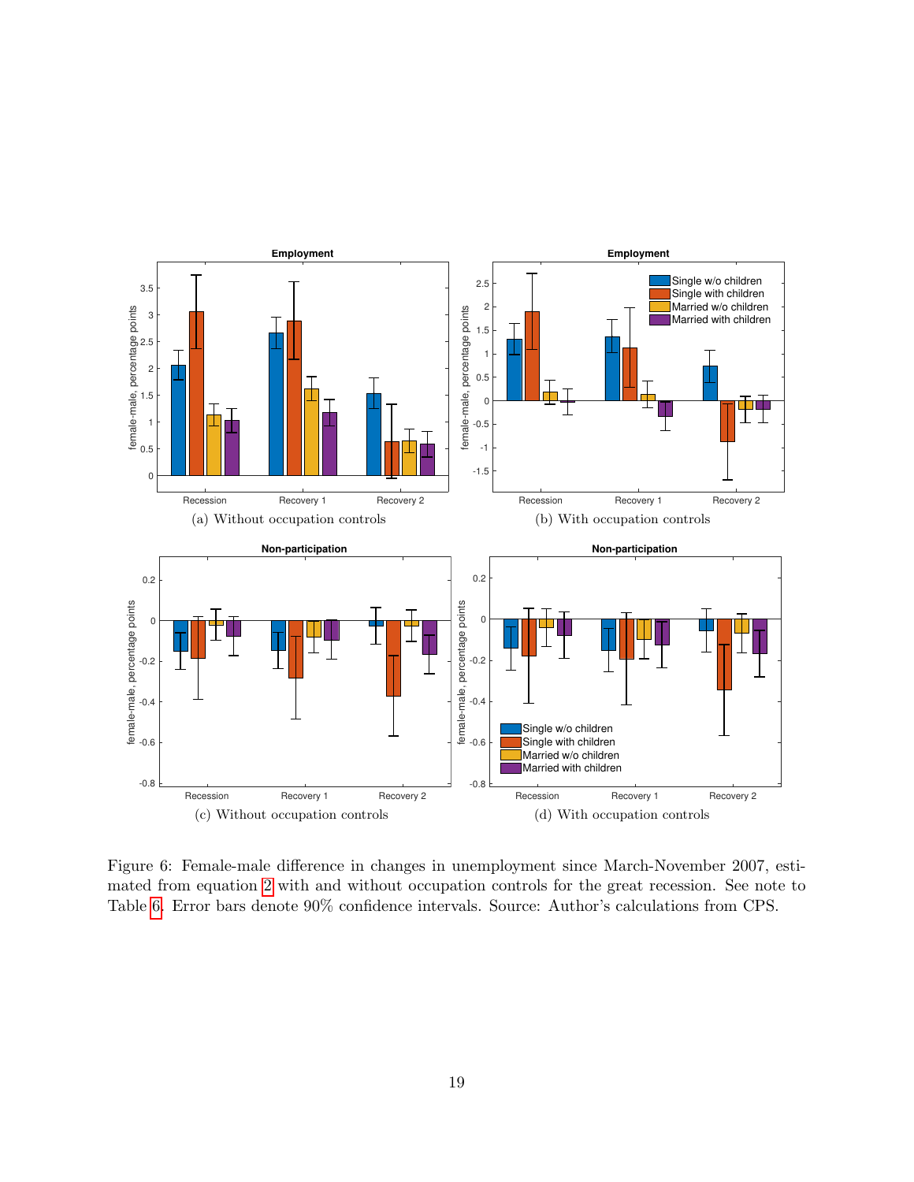Figure 6: Female-male difference in changes in unemployment since March-November 2007, estimated from equation 2 with and without occupation controls for the great recession. See note to Table 6. Error bars denote 90% confidence intervals. Source: Author's calculations from CPS.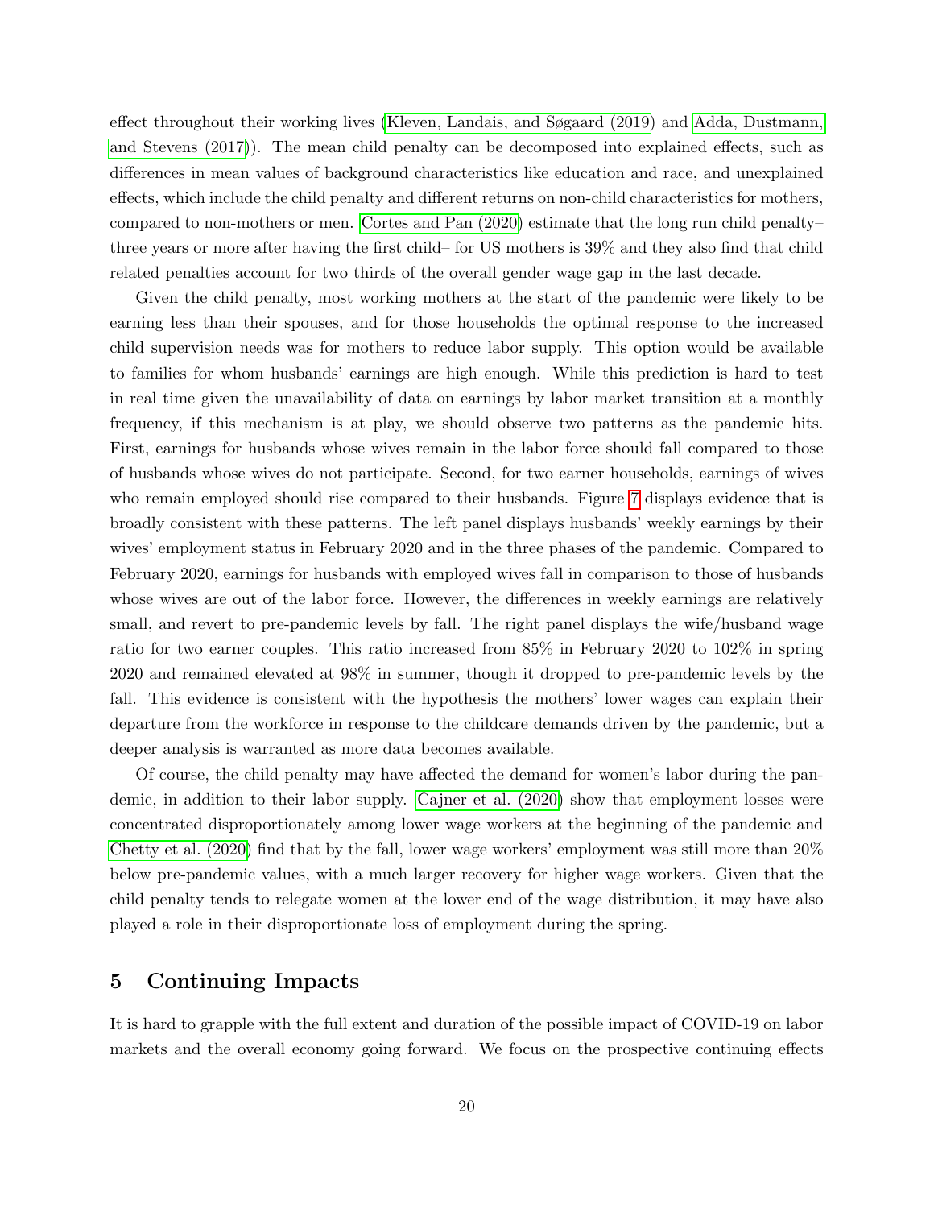effect throughout their working lives (Kleven, Landais, and Søgaard (2019) and Adda, Dustmann, and Stevens (2017)). The mean child penalty can be decomposed into explained effects, such as differences in mean values of background characteristics like education and race, and unexplained effects, which include the child penalty and different returns on non-child characteristics for mothers, compared to non-mothers or men. Cortes and Pan (2020) estimate that the long run child penalty– three years or more after having the first child– for US mothers is 39% and they also find that child related penalties account for two thirds of the overall gender wage gap in the last decade.

Given the child penalty, most working mothers at the start of the pandemic were likely to be earning less than their spouses, and for those households the optimal response to the increased child supervision needs was for mothers to reduce labor supply. This option would be available to families for whom husbands' earnings are high enough. While this prediction is hard to test in real time given the unavailability of data on earnings by labor market transition at a monthly frequency, if this mechanism is at play, we should observe two patterns as the pandemic hits. First, earnings for husbands whose wives remain in the labor force should fall compared to those of husbands whose wives do not participate. Second, for two earner households, earnings of wives who remain employed should rise compared to their husbands. Figure 7 displays evidence that is broadly consistent with these patterns. The left panel displays husbands' weekly earnings by their wives' employment status in February 2020 and in the three phases of the pandemic. Compared to February 2020, earnings for husbands with employed wives fall in comparison to those of husbands whose wives are out of the labor force. However, the differences in weekly earnings are relatively small, and revert to pre-pandemic levels by fall. The right panel displays the wife/husband wage ratio for two earner couples. This ratio increased from 85% in February 2020 to 102% in spring 2020 and remained elevated at 98% in summer, though it dropped to pre-pandemic levels by the fall. This evidence is consistent with the hypothesis the mothers' lower wages can explain their departure from the workforce in response to the childcare demands driven by the pandemic, but a deeper analysis is warranted as more data becomes available.

Of course, the child penalty may have affected the demand for women's labor during the pandemic, in addition to their labor supply. Cajner et al. (2020) show that employment losses were concentrated disproportionately among lower wage workers at the beginning of the pandemic and Chetty et al. (2020) find that by the fall, lower wage workers' employment was still more than 20% below pre-pandemic values, with a much larger recovery for higher wage workers. Given that the child penalty tends to relegate women at the lower end of the wage distribution, it may have also played a role in their disproportionate loss of employment during the spring.

## 5 Continuing Impacts

It is hard to grapple with the full extent and duration of the possible impact of COVID-19 on labor markets and the overall economy going forward. We focus on the prospective continuing effects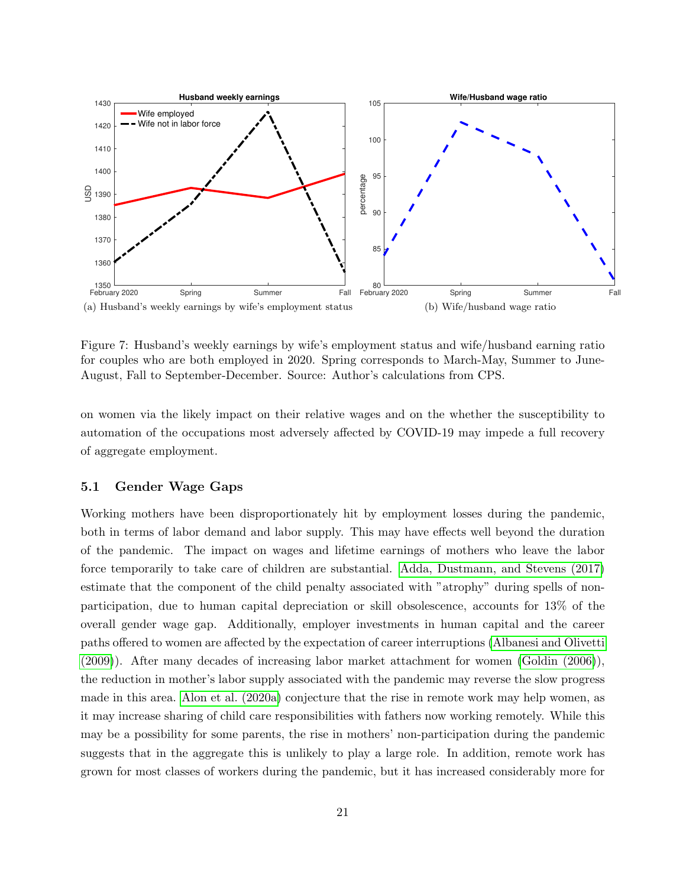(a) Husband's weekly earnings by wife's employment status

(b) Wife/husband wage ratio

Figure 7: Husband's weekly earnings by wife's employment status and wife/husband earning ratio for couples who are both employed in 2020. Spring corresponds to March-May, Summer to June-August, Fall to September-December. Source: Author's calculations from CPS.

on women via the likely impact on their relative wages and on the whether the susceptibility to automation of the occupations most adversely affected by COVID-19 may impede a full recovery of aggregate employment.

## 5.1 Gender Wage Gaps

Working mothers have been disproportionately hit by employment losses during the pandemic, both in terms of labor demand and labor supply. This may have effects well beyond the duration of the pandemic. The impact on wages and lifetime earnings of mothers who leave the labor force temporarily to take care of children are substantial. Adda, Dustmann, and Stevens (2017) estimate that the component of the child penalty associated with "atrophy" during spells of non-participation, due to human capital depreciation or skill obsolescence, accounts for 13% of the overall gender wage gap. Additionally, employer investments in human capital and the career paths offered to women are affected by the expectation of career interruptions (Albanesi and Olivetti (2009)). After many decades of increasing labor market attachment for women (Goldin (2006)), the reduction in mother's labor supply associated with the pandemic may reverse the slow progress made in this area. Alon et al. (2020a) conjecture that the rise in remote work may help women, as it may increase sharing of child care responsibilities with fathers now working remotely. While this may be a possibility for some parents, the rise in mothers' non-participation during the pandemic suggests that in the aggregate this is unlikely to play a large role. In addition, remote work has grown for most classes of workers during the pandemic, but it has increased considerably more for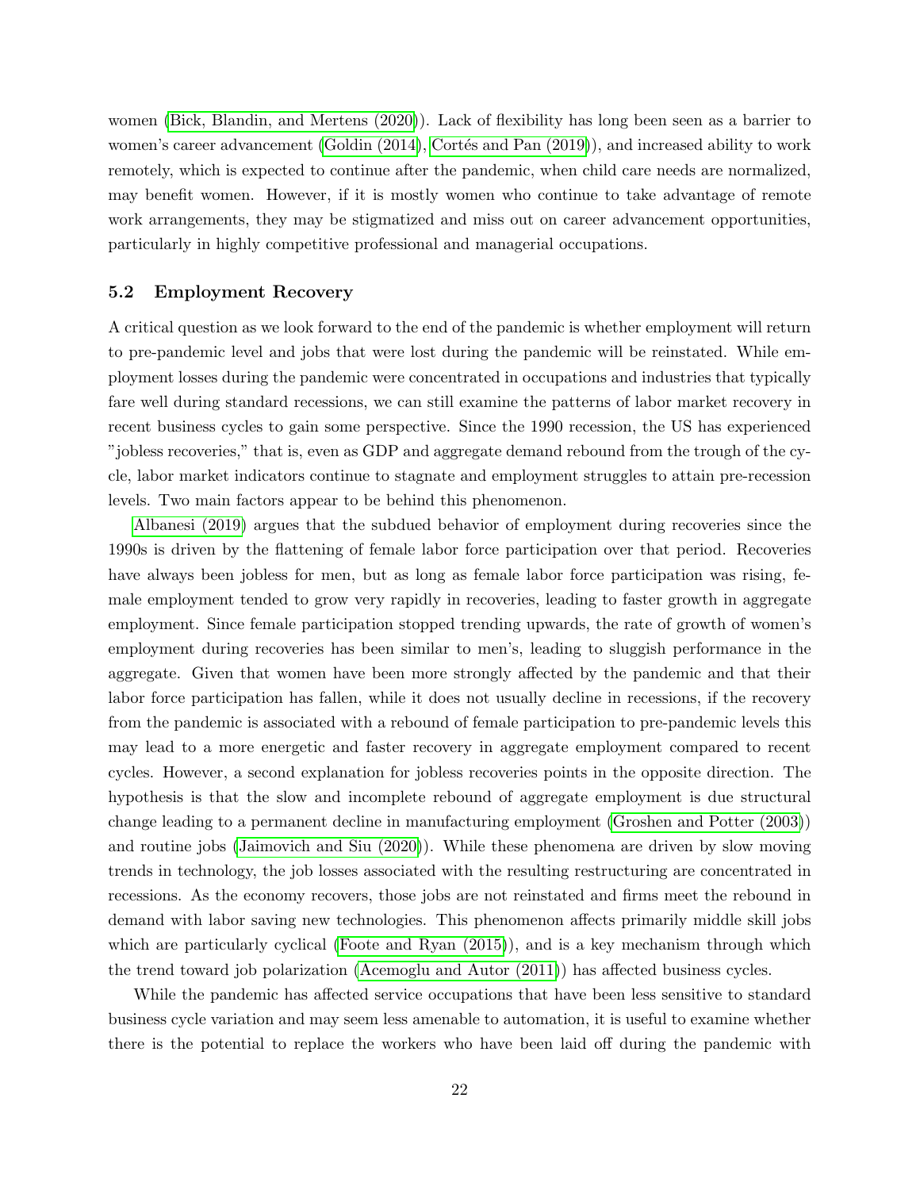women (Bick, Blandin, and Mertens (2020)). Lack of flexibility has long been seen as a barrier to women's career advancement (Goldin (2014), Cortés and Pan (2019)), and increased ability to work remotely, which is expected to continue after the pandemic, when child care needs are normalized, may benefit women. However, if it is mostly women who continue to take advantage of remote work arrangements, they may be stigmatized and miss out on career advancement opportunities, particularly in highly competitive professional and managerial occupations.

### 5.2 Employment Recovery

A critical question as we look forward to the end of the pandemic is whether employment will return to pre-pandemic level and jobs that were lost during the pandemic will be reinstated. While employment losses during the pandemic were concentrated in occupations and industries that typically fare well during standard recessions, we can still examine the patterns of labor market recovery in recent business cycles to gain some perspective. Since the 1990 recession, the US has experienced "jobless recoveries," that is, even as GDP and aggregate demand rebound from the trough of the cycle, labor market indicators continue to stagnate and employment struggles to attain pre-recession levels. Two main factors appear to be behind this phenomenon.

Albanesi (2019) argues that the subdued behavior of employment during recoveries since the 1990s is driven by the flattening of female labor force participation over that period. Recoveries have always been jobless for men, but as long as female labor force participation was rising, female employment tended to grow very rapidly in recoveries, leading to faster growth in aggregate employment. Since female participation stopped trending upwards, the rate of growth of women's employment during recoveries has been similar to men's, leading to sluggish performance in the aggregate. Given that women have been more strongly affected by the pandemic and that their labor force participation has fallen, while it does not usually decline in recessions, if the recovery from the pandemic is associated with a rebound of female participation to pre-pandemic levels this may lead to a more energetic and faster recovery in aggregate employment compared to recent cycles. However, a second explanation for jobless recoveries points in the opposite direction. The hypothesis is that the slow and incomplete rebound of aggregate employment is due structural change leading to a permanent decline in manufacturing employment (Groshen and Potter (2003)) and routine jobs (Jaimovich and Siu (2020)). While these phenomena are driven by slow moving trends in technology, the job losses associated with the resulting restructuring are concentrated in recessions. As the economy recovers, those jobs are not reinstated and firms meet the rebound in demand with labor saving new technologies. This phenomenon affects primarily middle skill jobs which are particularly cyclical (Foote and Ryan (2015)), and is a key mechanism through which the trend toward job polarization (Acemoglu and Autor (2011)) has affected business cycles.

While the pandemic has affected service occupations that have been less sensitive to standard business cycle variation and may seem less amenable to automation, it is useful to examine whether there is the potential to replace the workers who have been laid off during the pandemic with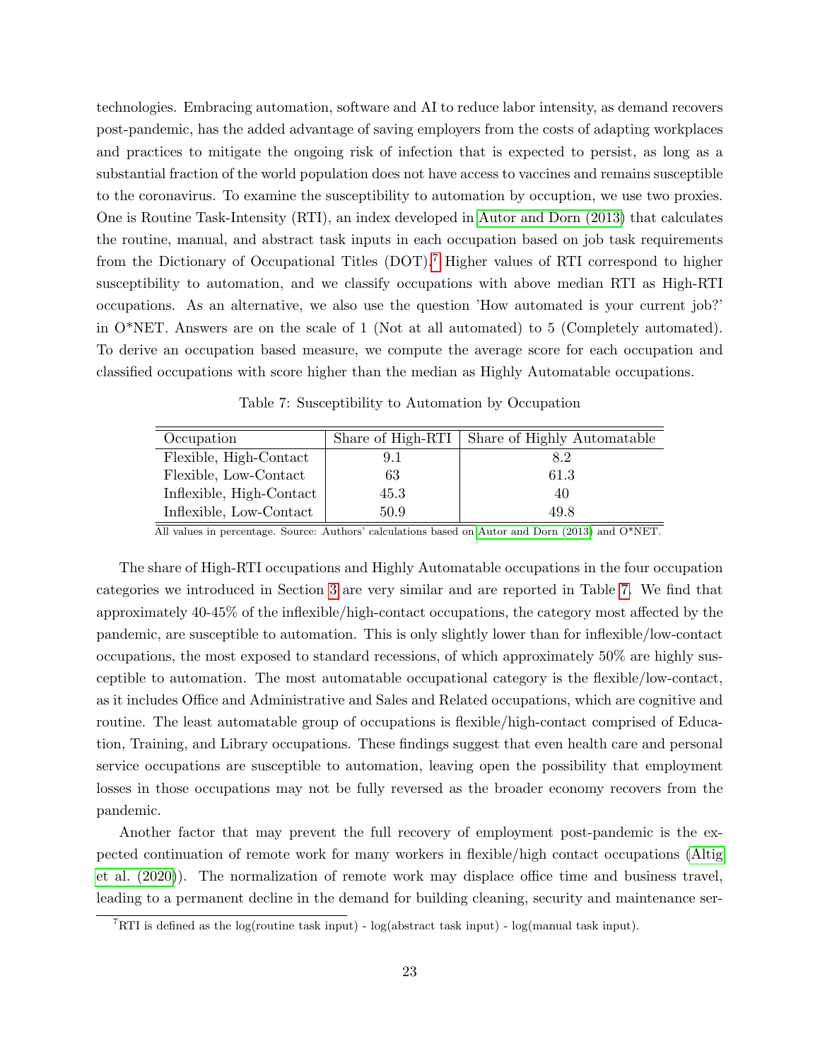technologies. Embracing automation, software and AI to reduce labor intensity, as demand recovers post-pandemic, has the added advantage of saving employers from the costs of adapting workplaces and practices to mitigate the ongoing risk of infection that is expected to persist, as long as a substantial fraction of the world population does not have access to vaccines and remains susceptible to the coronavirus. To examine the susceptibility to automation by occupation, we use two proxies. One is Routine Task-Intensity (RTI), an index developed in Autor and Dorn (2013) that calculates the routine, manual, and abstract task inputs in each occupation based on job task requirements from the Dictionary of Occupational Titles (DOT).[7] Higher values of RTI correspond to higher susceptibility to automation, and we classify occupations with above median RTI as High-RTI occupations. As an alternative, we also use the question 'How automated is your current job?' in O*NET. Answers are on the scale of 1 (Not at all automated) to 5 (Completely automated). To derive an occupation based measure, we compute the average score for each occupation and classified occupations with score higher than the median as Highly Automatable occupations.

Table 7: Susceptibility to Automation by Occupation

| Occupation | Share of High-RTI | Share of Highly Automatable |
|---|---|---|
| Flexible, High-Contact | 9.1 | 8.2 |
| Flexible, Low-Contact | 63 | 61.3 |
| Inflexible, High-Contact | 45.3 | 40 |
| Inflexible, Low-Contact | 50.9 | 49.8 |

All values in percentage. Source: Authors' calculations based on Autor and Dorn (2013) and O*NET.

The share of High-RTI occupations and Highly Automatable occupations in the four occupation categories we introduced in Section 3 are very similar and are reported in Table 7. We find that approximately 40-45% of the inflexible/high-contact occupations, the category most affected by the pandemic, are susceptible to automation. This is only slightly lower than for inflexible/low-contact occupations, the most exposed to standard recessions, of which approximately 50% are highly susceptible to automation. The most automatable occupational category is the flexible/low-contact, as it includes Office and Administrative and Sales and Related occupations, which are cognitive and routine. The least automatable group of occupations is flexible/high-contact comprised of Education, Training, and Library occupations. These findings suggest that even health care and personal service occupations are susceptible to automation, leaving open the possibility that employment losses in those occupations may not be fully reversed as the broader economy recovers from the pandemic.

Another factor that may prevent the full recovery of employment post-pandemic is the expected continuation of remote work for many workers in flexible/high contact occupations (Altig et al. (2020)). The normalization of remote work may displace office time and business travel, leading to a permanent decline in the demand for building cleaning, security and maintenance ser-

[7] RTI is defined as the log(routine task input) - log(abstract task input) - log(manual task input).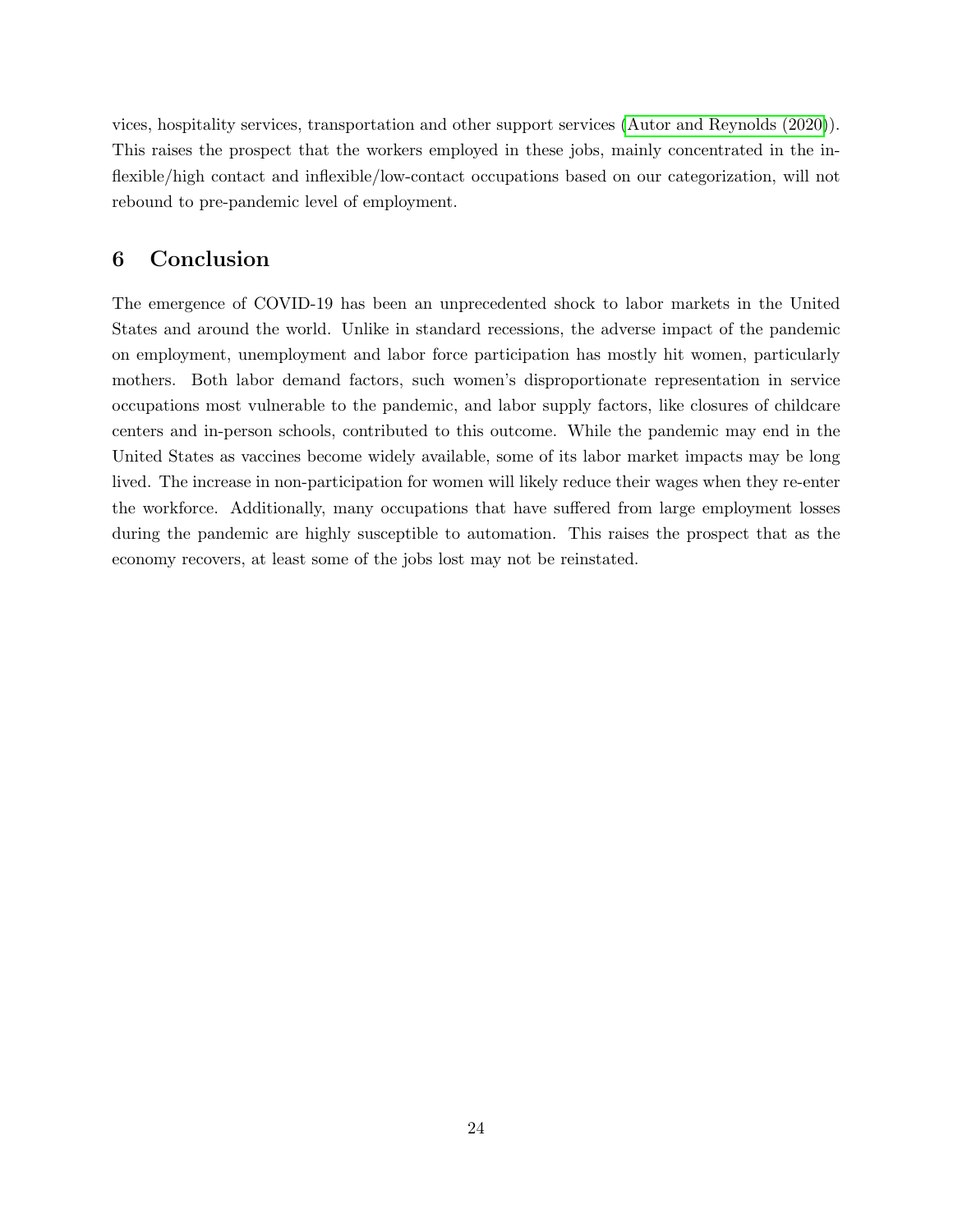vices, hospitality services, transportation and other support services (Autor and Reynolds (2020)). This raises the prospect that the workers employed in these jobs, mainly concentrated in the inflexible/high contact and inflexible/low-contact occupations based on our categorization, will not rebound to pre-pandemic level of employment.

## 6 Conclusion

The emergence of COVID-19 has been an unprecedented shock to labor markets in the United States and around the world. Unlike in standard recessions, the adverse impact of the pandemic on employment, unemployment and labor force participation has mostly hit women, particularly mothers. Both labor demand factors, such women's disproportionate representation in service occupations most vulnerable to the pandemic, and labor supply factors, like closures of childcare centers and in-person schools, contributed to this outcome. While the pandemic may end in the United States as vaccines become widely available, some of its labor market impacts may be long lived. The increase in non-participation for women will likely reduce their wages when they re-enter the workforce. Additionally, many occupations that have suffered from large employment losses during the pandemic are highly susceptible to automation. This raises the prospect that as the economy recovers, at least some of the jobs lost may not be reinstated.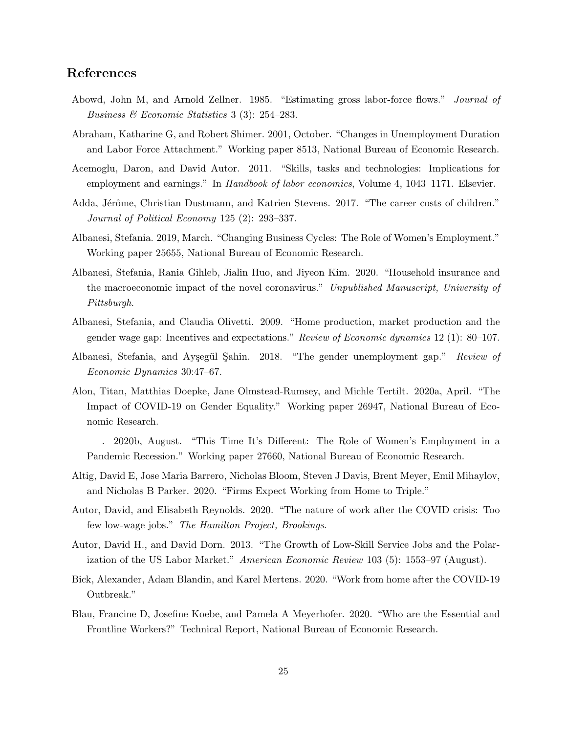## References

Abowd, John M, and Arnold Zellner. 1985. "Estimating gross labor-force flows." *Journal of Business & Economic Statistics* 3 (3): 254–283.

Abraham, Katharine G, and Robert Shimer. 2001, October. "Changes in Unemployment Duration and Labor Force Attachment." Working paper 8513, National Bureau of Economic Research.

Acemoglu, Daron, and David Autor. 2011. "Skills, tasks and technologies: Implications for employment and earnings." In *Handbook of labor economics*, Volume 4, 1043–1171. Elsevier.

Adda, Jérôme, Christian Dustmann, and Katrien Stevens. 2017. "The career costs of children." *Journal of Political Economy* 125 (2): 293–337.

Albanesi, Stefania. 2019, March. "Changing Business Cycles: The Role of Women's Employment." Working paper 25655, National Bureau of Economic Research.

Albanesi, Stefania, Rania Gihleb, Jialin Huo, and Jiyeon Kim. 2020. "Household insurance and the macroeconomic impact of the novel coronavirus." *Unpublished Manuscript, University of Pittsburgh*.

Albanesi, Stefania, and Claudia Olivetti. 2009. "Home production, market production and the gender wage gap: Incentives and expectations." *Review of Economic dynamics* 12 (1): 80–107.

Albanesi, Stefania, and Ayşegül Şahin. 2018. "The gender unemployment gap." *Review of Economic Dynamics* 30:47–67.

Alon, Titan, Matthias Doepke, Jane Olmstead-Rumsey, and Michle Tertilt. 2020a, April. "The Impact of COVID-19 on Gender Equality." Working paper 26947, National Bureau of Economic Research.

———. 2020b, August. "This Time It's Different: The Role of Women's Employment in a Pandemic Recession." Working paper 27660, National Bureau of Economic Research.

Altig, David E, Jose Maria Barrero, Nicholas Bloom, Steven J Davis, Brent Meyer, Emil Mihaylov, and Nicholas B Parker. 2020. "Firms Expect Working from Home to Triple."

Autor, David, and Elisabeth Reynolds. 2020. "The nature of work after the COVID crisis: Too few low-wage jobs." *The Hamilton Project, Brookings*.

Autor, David H., and David Dorn. 2013. "The Growth of Low-Skill Service Jobs and the Polarization of the US Labor Market." *American Economic Review* 103 (5): 1553–97 (August).

Bick, Alexander, Adam Blandin, and Karel Mertens. 2020. "Work from home after the COVID-19 Outbreak."

Blau, Francine D, Josefine Koebe, and Pamela A Meyerhofer. 2020. "Who are the Essential and Frontline Workers?" Technical Report, National Bureau of Economic Research.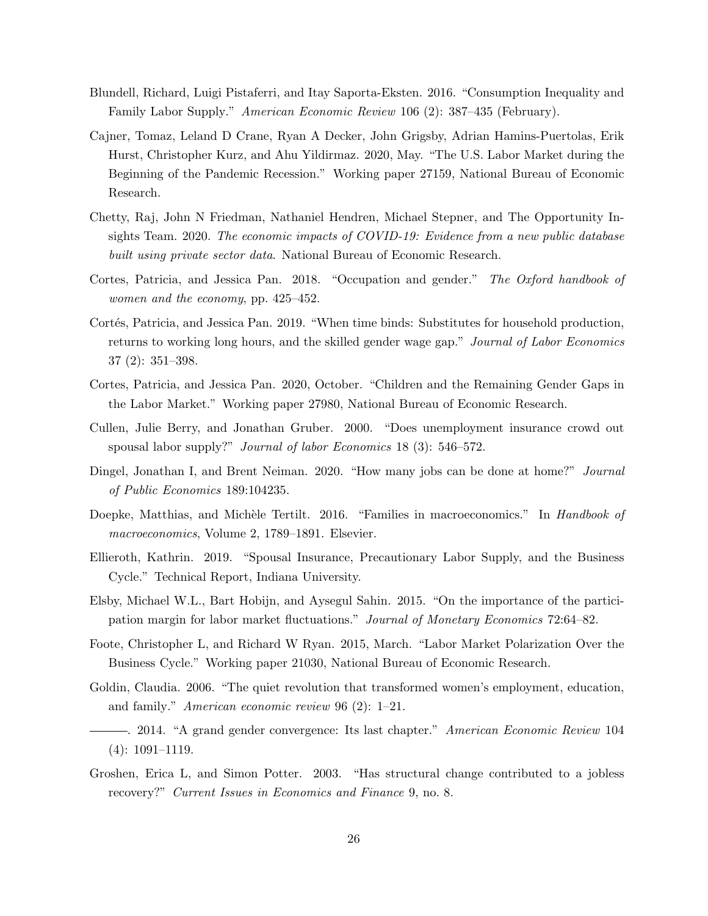Blundell, Richard, Luigi Pistaferri, and Itay Saporta-Eksten. 2016. "Consumption Inequality and Family Labor Supply." *American Economic Review* 106 (2): 387–435 (February).

Cajner, Tomaz, Leland D Crane, Ryan A Decker, John Grigsby, Adrian Hamins-Puertolas, Erik Hurst, Christopher Kurz, and Ahu Yildirmaz. 2020, May. "The U.S. Labor Market during the Beginning of the Pandemic Recession." Working paper 27159, National Bureau of Economic Research.

Chetty, Raj, John N Friedman, Nathaniel Hendren, Michael Stepner, and The Opportunity Insights Team. 2020. *The economic impacts of COVID-19: Evidence from a new public database built using private sector data*. National Bureau of Economic Research.

Cortes, Patricia, and Jessica Pan. 2018. "Occupation and gender." *The Oxford handbook of women and the economy*, pp. 425–452.

Cortés, Patricia, and Jessica Pan. 2019. "When time binds: Substitutes for household production, returns to working long hours, and the skilled gender wage gap." *Journal of Labor Economics* 37 (2): 351–398.

Cortes, Patricia, and Jessica Pan. 2020, October. "Children and the Remaining Gender Gaps in the Labor Market." Working paper 27980, National Bureau of Economic Research.

Cullen, Julie Berry, and Jonathan Gruber. 2000. "Does unemployment insurance crowd out spousal labor supply?" *Journal of labor Economics* 18 (3): 546–572.

Dingel, Jonathan I, and Brent Neiman. 2020. "How many jobs can be done at home?" *Journal of Public Economics* 189:104235.

Doepke, Matthias, and Michèle Tertilt. 2016. "Families in macroeconomics." In *Handbook of macroeconomics*, Volume 2, 1789–1891. Elsevier.

Ellieroth, Kathrin. 2019. "Spousal Insurance, Precautionary Labor Supply, and the Business Cycle." Technical Report, Indiana University.

Elsby, Michael W.L., Bart Hobijn, and Aysegul Sahin. 2015. "On the importance of the participation margin for labor market fluctuations." *Journal of Monetary Economics* 72:64–82.

Foote, Christopher L, and Richard W Ryan. 2015, March. "Labor Market Polarization Over the Business Cycle." Working paper 21030, National Bureau of Economic Research.

Goldin, Claudia. 2006. "The quiet revolution that transformed women's employment, education, and family." *American economic review* 96 (2): 1–21.

———. 2014. "A grand gender convergence: Its last chapter." *American Economic Review* 104 (4): 1091–1119.

Groshen, Erica L, and Simon Potter. 2003. "Has structural change contributed to a jobless recovery?" *Current Issues in Economics and Finance* 9, no. 8.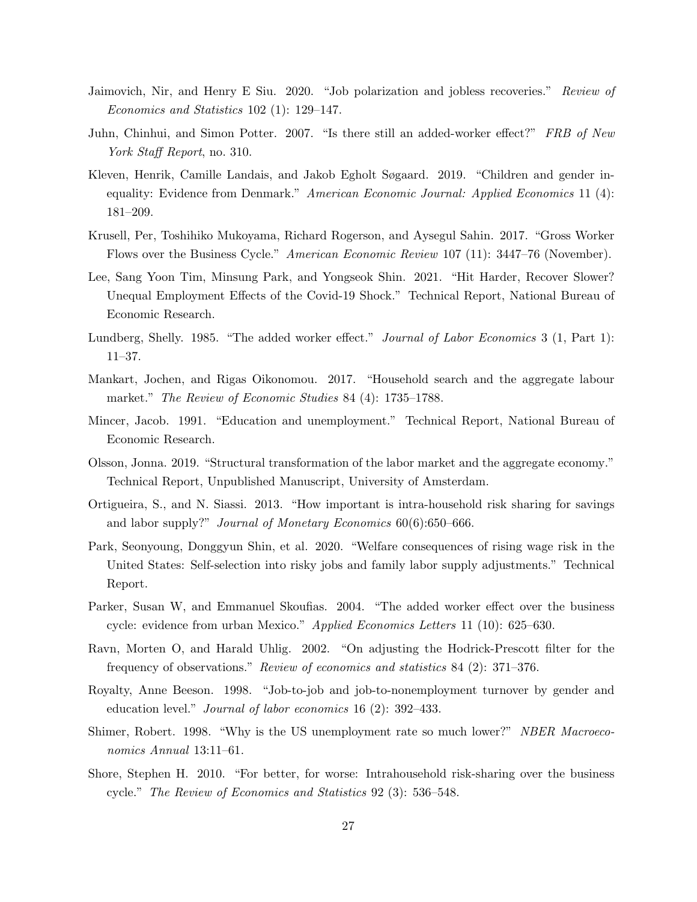Jaimovich, Nir, and Henry E Siu. 2020. "Job polarization and jobless recoveries." *Review of Economics and Statistics* 102 (1): 129–147.

Juhn, Chinhui, and Simon Potter. 2007. "Is there still an added-worker effect?" *FRB of New York Staff Report*, no. 310.

Kleven, Henrik, Camille Landais, and Jakob Egholt Søgaard. 2019. "Children and gender inequality: Evidence from Denmark." *American Economic Journal: Applied Economics* 11 (4): 181–209.

Krusell, Per, Toshihiko Mukoyama, Richard Rogerson, and Aysegul Sahin. 2017. "Gross Worker Flows over the Business Cycle." *American Economic Review* 107 (11): 3447–76 (November).

Lee, Sang Yoon Tim, Minsung Park, and Yongseok Shin. 2021. "Hit Harder, Recover Slower? Unequal Employment Effects of the Covid-19 Shock." Technical Report, National Bureau of Economic Research.

Lundberg, Shelly. 1985. "The added worker effect." *Journal of Labor Economics* 3 (1, Part 1): 11–37.

Mankart, Jochen, and Rigas Oikonomou. 2017. "Household search and the aggregate labour market." *The Review of Economic Studies* 84 (4): 1735–1788.

Mincer, Jacob. 1991. "Education and unemployment." Technical Report, National Bureau of Economic Research.

Olsson, Jonna. 2019. "Structural transformation of the labor market and the aggregate economy." Technical Report, Unpublished Manuscript, University of Amsterdam.

Ortigueira, S., and N. Siassi. 2013. "How important is intra-household risk sharing for savings and labor supply?" *Journal of Monetary Economics* 60(6):650–666.

Park, Seonyoung, Donggyun Shin, et al. 2020. "Welfare consequences of rising wage risk in the United States: Self-selection into risky jobs and family labor supply adjustments." Technical Report.

Parker, Susan W, and Emmanuel Skoufias. 2004. "The added worker effect over the business cycle: evidence from urban Mexico." *Applied Economics Letters* 11 (10): 625–630.

Ravn, Morten O, and Harald Uhlig. 2002. "On adjusting the Hodrick-Prescott filter for the frequency of observations." *Review of economics and statistics* 84 (2): 371–376.

Royalty, Anne Beeson. 1998. "Job-to-job and job-to-nonemployment turnover by gender and education level." *Journal of labor economics* 16 (2): 392–433.

Shimer, Robert. 1998. "Why is the US unemployment rate so much lower?" *NBER Macroeconomics Annual* 13:11–61.

Shore, Stephen H. 2010. "For better, for worse: Intrahousehold risk-sharing over the business cycle." *The Review of Economics and Statistics* 92 (3): 536–548.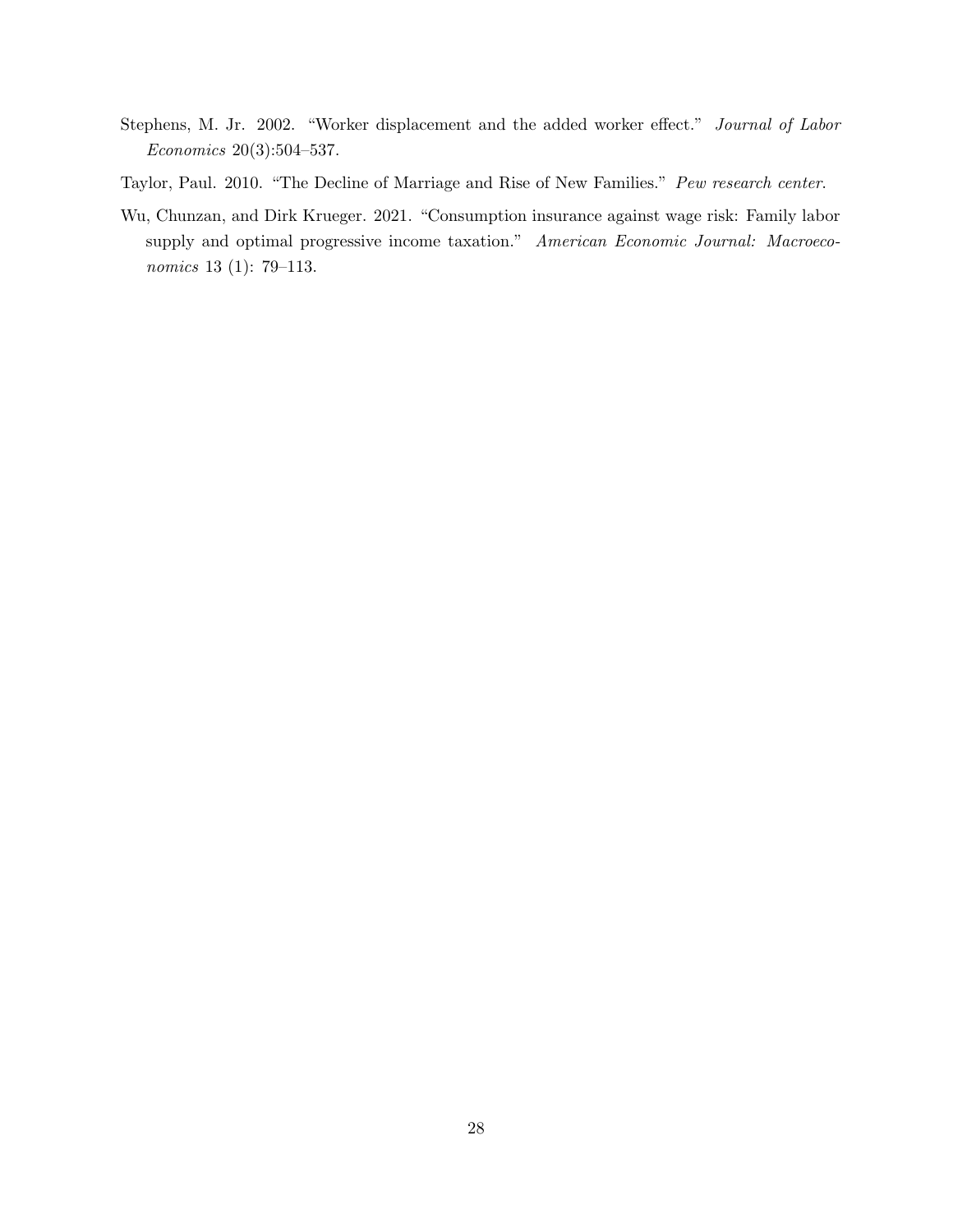Stephens, M. Jr. 2002. "Worker displacement and the added worker effect." *Journal of Labor Economics* 20(3):504–537.

Taylor, Paul. 2010. "The Decline of Marriage and Rise of New Families." *Pew research center*.

Wu, Chunzan, and Dirk Krueger. 2021. "Consumption insurance against wage risk: Family labor supply and optimal progressive income taxation." *American Economic Journal: Macroeconomics* 13 (1): 79–113.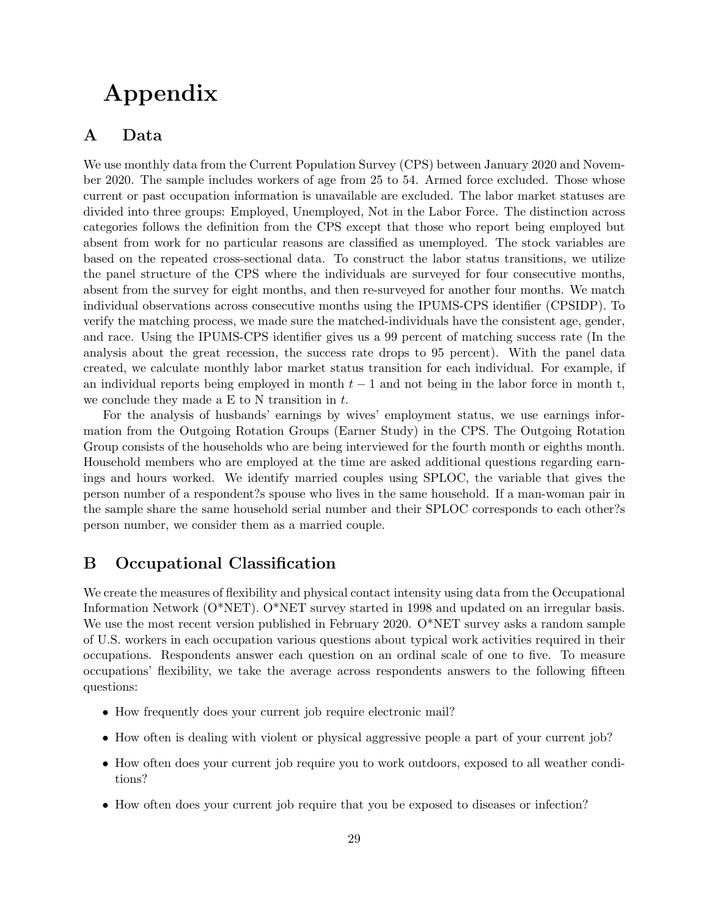# Appendix

## A Data

We use monthly data from the Current Population Survey (CPS) between January 2020 and November 2020. The sample includes workers of age from 25 to 54. Armed force excluded. Those whose current or past occupation information is unavailable are excluded. The labor market statuses are divided into three groups: Employed, Unemployed, Not in the Labor Force. The distinction across categories follows the definition from the CPS except that those who report being employed but absent from work for no particular reasons are classified as unemployed. The stock variables are based on the repeated cross-sectional data. To construct the labor status transitions, we utilize the panel structure of the CPS where the individuals are surveyed for four consecutive months, absent from the survey for eight months, and then re-surveyed for another four months. We match individual observations across consecutive months using the IPUMS-CPS identifier (CPSIDP). To verify the matching process, we made sure the matched-individuals have the consistent age, gender, and race. Using the IPUMS-CPS identifier gives us a 99 percent of matching success rate (In the analysis about the great recession, the success rate drops to 95 percent). With the panel data created, we calculate monthly labor market status transition for each individual. For example, if an individual reports being employed in month $t-1$ and not being in the labor force in month t, we conclude they made a E to N transition in $t$.

For the analysis of husbands' earnings by wives' employment status, we use earnings information from the Outgoing Rotation Groups (Earner Study) in the CPS. The Outgoing Rotation Group consists of the households who are being interviewed for the fourth month or eighths month. Household members who are employed at the time are asked additional questions regarding earnings and hours worked. We identify married couples using SPLOC, the variable that gives the person number of a respondent?s spouse who lives in the same household. If a man-woman pair in the sample share the same household serial number and their SPLOC corresponds to each other?s person number, we consider them as a married couple.

## B Occupational Classification

We create the measures of flexibility and physical contact intensity using data from the Occupational Information Network (O*NET). O*NET survey started in 1998 and updated on an irregular basis. We use the most recent version published in February 2020. O*NET survey asks a random sample of U.S. workers in each occupation various questions about typical work activities required in their occupations. Respondents answer each question on an ordinal scale of one to five. To measure occupations' flexibility, we take the average across respondents answers to the following fifteen questions:

- How frequently does your current job require electronic mail?
- How often is dealing with violent or physical aggressive people a part of your current job?
- How often does your current job require you to work outdoors, exposed to all weather conditions?
- How often does your current job require that you be exposed to diseases or infection?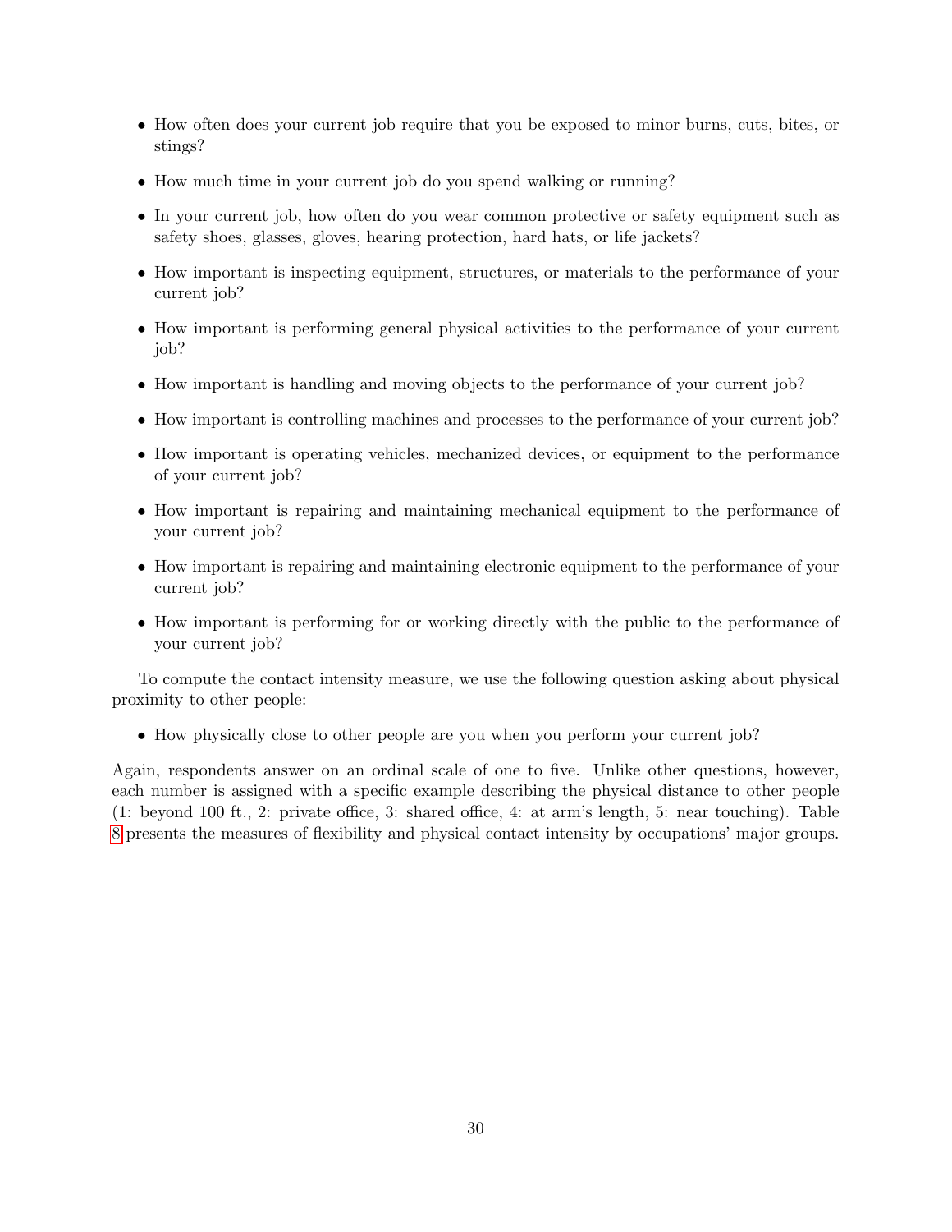- How often does your current job require that you be exposed to minor burns, cuts, bites, or stings?
- How much time in your current job do you spend walking or running?
- In your current job, how often do you wear common protective or safety equipment such as safety shoes, glasses, gloves, hearing protection, hard hats, or life jackets?
- How important is inspecting equipment, structures, or materials to the performance of your current job?
- How important is performing general physical activities to the performance of your current job?
- How important is handling and moving objects to the performance of your current job?
- How important is controlling machines and processes to the performance of your current job?
- How important is operating vehicles, mechanized devices, or equipment to the performance of your current job?
- How important is repairing and maintaining mechanical equipment to the performance of your current job?
- How important is repairing and maintaining electronic equipment to the performance of your current job?
- How important is performing for or working directly with the public to the performance of your current job?

To compute the contact intensity measure, we use the following question asking about physical proximity to other people:

- How physically close to other people are you when you perform your current job?

Again, respondents answer on an ordinal scale of one to five. Unlike other questions, however, each number is assigned with a specific example describing the physical distance to other people (1: beyond 100 ft., 2: private office, 3: shared office, 4: at arm's length, 5: near touching). Table 8 presents the measures of flexibility and physical contact intensity by occupations' major groups.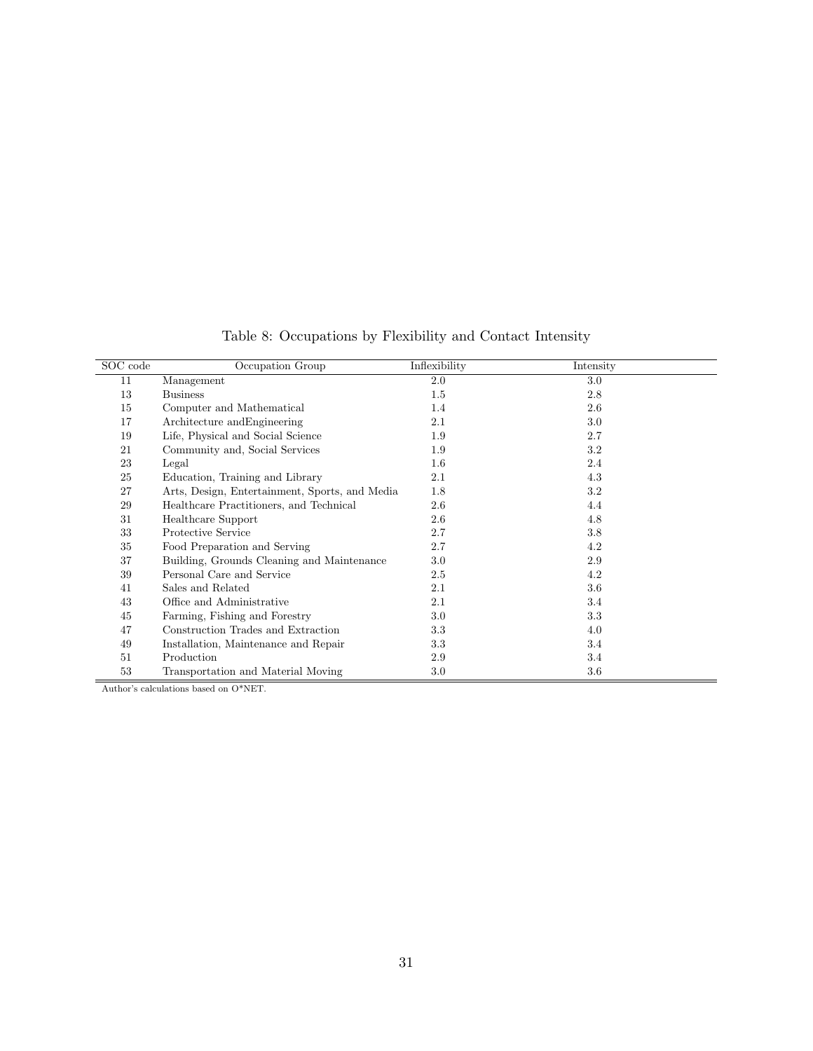Table 8: Occupations by Flexibility and Contact Intensity

| SOC code | Occupation Group | Inflexibility | Intensity |
|---|---|---|---|
| 11 | Management | 2.0 | 3.0 |
| 13 | Business | 1.5 | 2.8 |
| 15 | Computer and Mathematical | 1.4 | 2.6 |
| 17 | Architecture andEngineering | 2.1 | 3.0 |
| 19 | Life, Physical and Social Science | 1.9 | 2.7 |
| 21 | Community and, Social Services | 1.9 | 3.2 |
| 23 | Legal | 1.6 | 2.4 |
| 25 | Education, Training and Library | 2.1 | 4.3 |
| 27 | Arts, Design, Entertainment, Sports, and Media | 1.8 | 3.2 |
| 29 | Healthcare Practitioners, and Technical | 2.6 | 4.4 |
| 31 | Healthcare Support | 2.6 | 4.8 |
| 33 | Protective Service | 2.7 | 3.8 |
| 35 | Food Preparation and Serving | 2.7 | 4.2 |
| 37 | Building, Grounds Cleaning and Maintenance | 3.0 | 2.9 |
| 39 | Personal Care and Service | 2.5 | 4.2 |
| 41 | Sales and Related | 2.1 | 3.6 |
| 43 | Office and Administrative | 2.1 | 3.4 |
| 45 | Farming, Fishing and Forestry | 3.0 | 3.3 |
| 47 | Construction Trades and Extraction | 3.3 | 4.0 |
| 49 | Installation, Maintenance and Repair | 3.3 | 3.4 |
| 51 | Production | 2.9 | 3.4 |
| 53 | Transportation and Material Moving | 3.0 | 3.6 |

Author's calculations based on O*NET.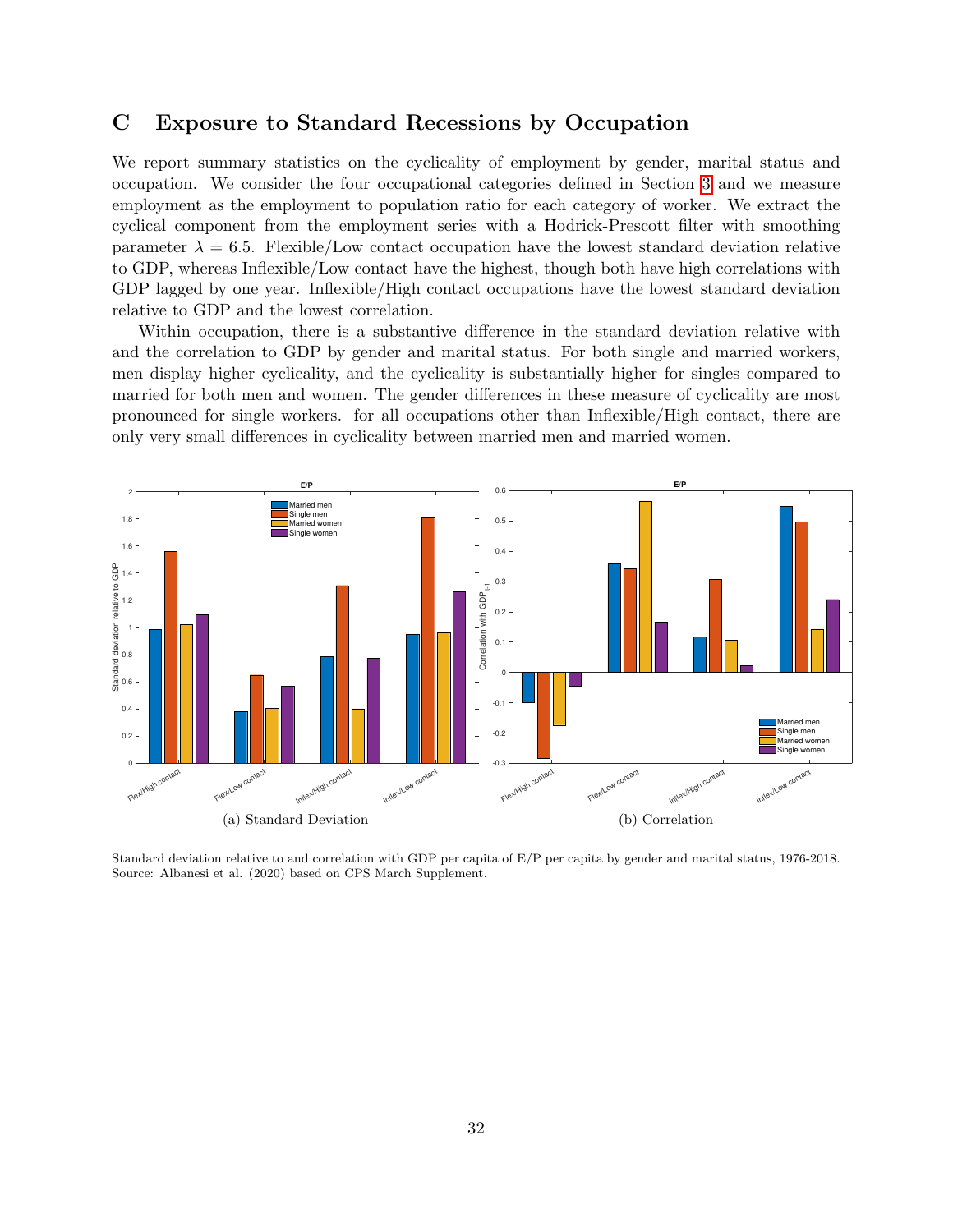# C Exposure to Standard Recessions by Occupation

We report summary statistics on the cyclicality of employment by gender, marital status and occupation. We consider the four occupational categories defined in Section 3 and we measure employment as the employment to population ratio for each category of worker. We extract the cyclical component from the employment series with a Hodrick-Prescott filter with smoothing parameter $\lambda = 6.5$. Flexible/Low contact occupation have the lowest standard deviation relative to GDP, whereas Inflexible/Low contact have the highest, though both have high correlations with GDP lagged by one year. Inflexible/High contact occupations have the lowest standard deviation relative to GDP and the lowest correlation.

Within occupation, there is a substantive difference in the standard deviation relative with and the correlation to GDP by gender and marital status. For both single and married workers, men display higher cyclicality, and the cyclicality is substantially higher for singles compared to married for both men and women. The gender differences in these measure of cyclicality are most pronounced for single workers. for all occupations other than Inflexible/High contact, there are only very small differences in cyclicality between married men and married women.

(a) Standard Deviation

(b) Correlation

Standard deviation relative to and correlation with GDP per capita of E/P per capita by gender and marital status, 1976-2018. Source: Albanesi et al. (2020) based on CPS March Supplement.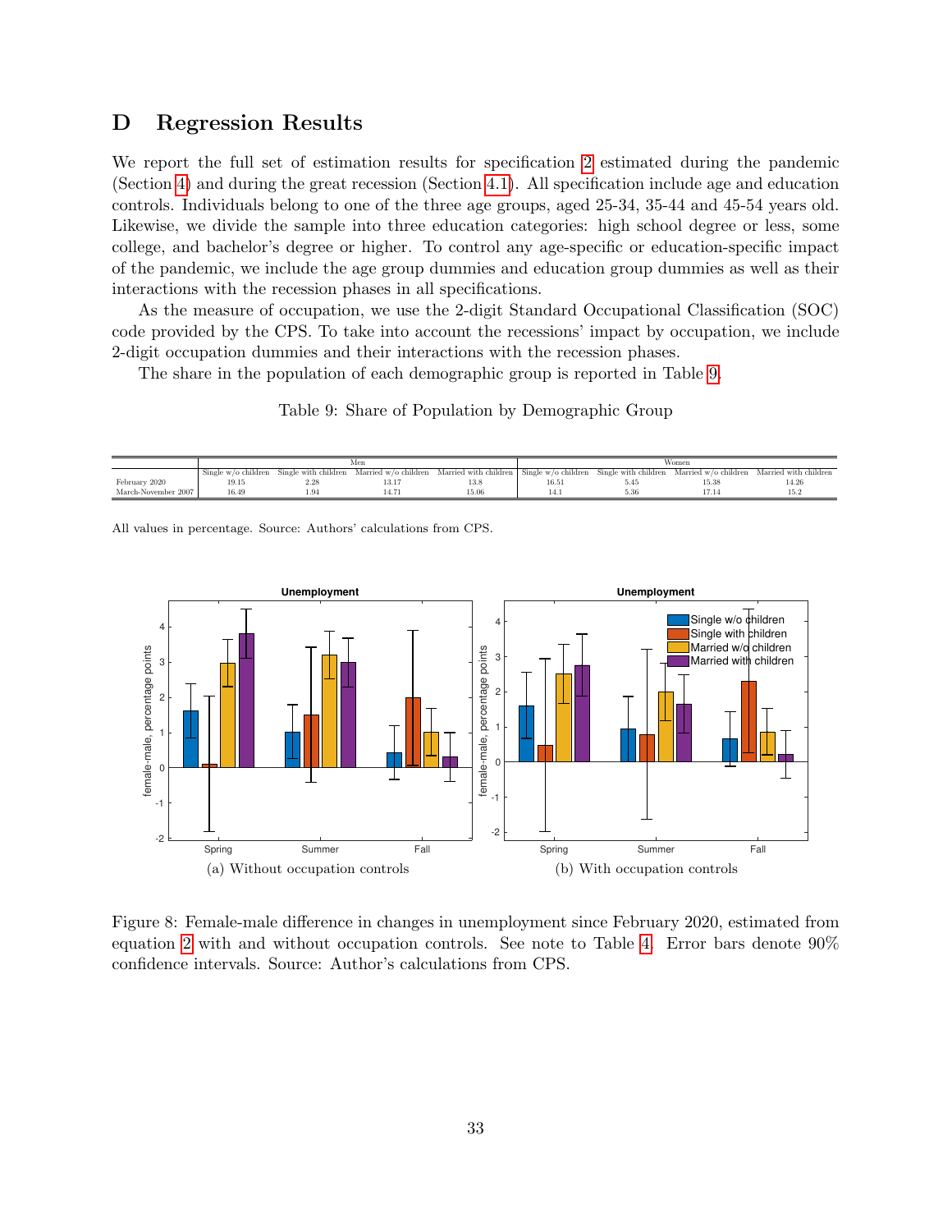# D Regression Results

We report the full set of estimation results for specification 2 estimated during the pandemic (Section 4) and during the great recession (Section 4.1). All specification include age and education controls. Individuals belong to one of the three age groups, aged 25-34, 35-44 and 45-54 years old. Likewise, we divide the sample into three education categories: high school degree or less, some college, and bachelor's degree or higher. To control any age-specific or education-specific impact of the pandemic, we include the age group dummies and education group dummies as well as their interactions with the recession phases in all specifications.

As the measure of occupation, we use the 2-digit Standard Occupational Classification (SOC) code provided by the CPS. To take into account the recessions' impact by occupation, we include 2-digit occupation dummies and their interactions with the recession phases.

The share in the population of each demographic group is reported in Table 9.

Table 9: Share of Population by Demographic Group

| | Men | | | | Women | | | |
|---|---|---|---|---|---|---|---|---|
| | Single w/o children | Single with children | Married w/o children | Married with children | Single w/o children | Single with children | Married w/o children | Married with children |
| February 2020 | 19.15 | 2.28 | 13.17 | 13.8 | 16.51 | 5.45 | 15.38 | 14.26 |
| March-November 2007 | 16.49 | 1.94 | 14.71 | 15.06 | 14.1 | 5.36 | 17.14 | 15.2 |

All values in percentage. Source: Authors' calculations from CPS.

(a) Without occupation controls

(b) With occupation controls

Figure 8: Female-male difference in changes in unemployment since February 2020, estimated from equation 2 with and without occupation controls. See note to Table 4. Error bars denote 90% confidence intervals. Source: Author's calculations from CPS.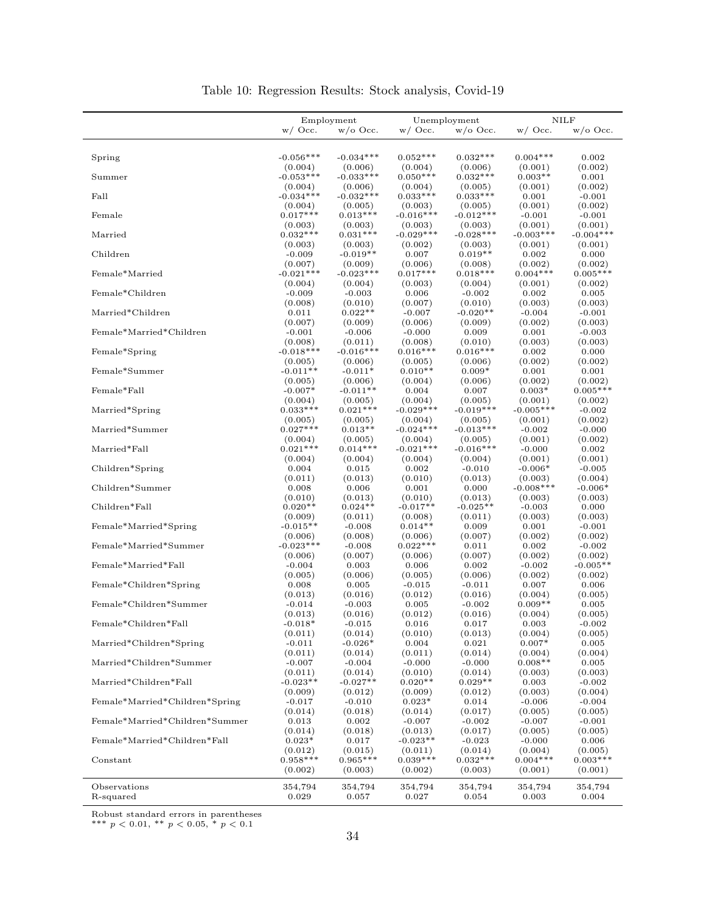Table 10: Regression Results: Stock analysis, Covid-19

| | Employment | | Unemployment | | NILF | |
|---|---|---|---|---|---|---|
| | w/ Occ. | w/o Occ. | w/ Occ. | w/o Occ. | w/ Occ. | w/o Occ. |
| Spring | -0.056*** | -0.034*** | 0.052*** | 0.032*** | 0.004*** | 0.002 |
| | (0.004) | (0.006) | (0.004) | (0.006) | (0.001) | (0.002) |
| Summer | -0.053*** | -0.033*** | 0.050*** | 0.032*** | 0.003** | 0.001 |
| | (0.004) | (0.006) | (0.004) | (0.005) | (0.001) | (0.002) |
| Fall | -0.034*** | -0.032*** | 0.033*** | 0.033*** | 0.001 | -0.001 |
| | (0.004) | (0.005) | (0.003) | (0.005) | (0.001) | (0.002) |
| Female | 0.017*** | 0.013*** | -0.016*** | -0.012*** | -0.001 | -0.001 |
| | (0.003) | (0.003) | (0.003) | (0.003) | (0.001) | (0.001) |
| Married | 0.032*** | 0.031*** | -0.029*** | -0.028*** | -0.003*** | -0.004*** |
| | (0.003) | (0.003) | (0.002) | (0.003) | (0.001) | (0.001) |
| Children | -0.009 | -0.019** | 0.007 | 0.019** | 0.002 | 0.000 |
| | (0.007) | (0.009) | (0.006) | (0.008) | (0.002) | (0.002) |
| Female*Married | -0.021*** | -0.023*** | 0.017*** | 0.018*** | 0.004*** | 0.005*** |
| | (0.004) | (0.004) | (0.003) | (0.004) | (0.001) | (0.002) |
| Female*Children | -0.009 | -0.003 | 0.006 | -0.002 | 0.002 | 0.005 |
| | (0.008) | (0.010) | (0.007) | (0.010) | (0.003) | (0.003) |
| Married*Children | 0.011 | 0.022** | -0.007 | -0.020** | -0.004 | -0.001 |
| | (0.007) | (0.009) | (0.006) | (0.009) | (0.002) | (0.003) |
| Female*Married*Children | -0.001 | -0.006 | -0.000 | 0.009 | 0.001 | -0.003 |
| | (0.008) | (0.011) | (0.008) | (0.010) | (0.003) | (0.003) |
| Female*Spring | -0.018*** | -0.016*** | 0.016*** | 0.016*** | 0.002 | 0.000 |
| | (0.005) | (0.006) | (0.005) | (0.006) | (0.002) | (0.002) |
| Female*Summer | -0.011** | -0.011* | 0.010** | 0.009* | 0.001 | 0.001 |
| | (0.005) | (0.006) | (0.004) | (0.006) | (0.002) | (0.002) |
| Female*Fall | -0.007* | -0.011** | 0.004 | 0.007 | 0.003* | 0.005*** |
| | (0.004) | (0.005) | (0.004) | (0.005) | (0.001) | (0.002) |
| Married*Spring | 0.033*** | 0.021*** | -0.029*** | -0.019*** | -0.005*** | -0.002 |
| | (0.005) | (0.005) | (0.004) | (0.005) | (0.001) | (0.002) |
| Married*Summer | 0.027*** | 0.013** | -0.024*** | -0.013*** | -0.002 | -0.000 |
| | (0.004) | (0.005) | (0.004) | (0.005) | (0.001) | (0.002) |
| Married*Fall | 0.021*** | 0.014*** | -0.021*** | -0.016*** | -0.000 | 0.002 |
| | (0.004) | (0.004) | (0.004) | (0.004) | (0.001) | (0.001) |
| Children*Spring | 0.004 | 0.015 | 0.002 | -0.010 | -0.006* | -0.005 |
| | (0.011) | (0.013) | (0.010) | (0.013) | (0.003) | (0.004) |
| Children*Summer | 0.008 | 0.006 | 0.001 | 0.000 | -0.008*** | -0.006* |
| | (0.010) | (0.013) | (0.010) | (0.013) | (0.003) | (0.003) |
| Children*Fall | 0.020** | 0.024** | -0.017** | -0.025** | -0.003 | 0.000 |
| | (0.009) | (0.011) | (0.008) | (0.011) | (0.003) | (0.003) |
| Female*Married*Spring | -0.015** | -0.008 | 0.014** | 0.009 | 0.001 | -0.001 |
| | (0.006) | (0.008) | (0.006) | (0.007) | (0.002) | (0.002) |
| Female*Married*Summer | -0.023*** | -0.008 | 0.022*** | 0.011 | 0.002 | -0.002 |
| | (0.006) | (0.007) | (0.006) | (0.007) | (0.002) | (0.002) |
| Female*Married*Fall | -0.004 | 0.003 | 0.006 | 0.002 | -0.002 | -0.005** |
| | (0.005) | (0.006) | (0.005) | (0.006) | (0.002) | (0.002) |
| Female*Children*Spring | 0.008 | 0.005 | -0.015 | -0.011 | 0.007 | 0.006 |
| | (0.013) | (0.016) | (0.012) | (0.016) | (0.004) | (0.005) |
| Female*Children*Summer | -0.014 | -0.003 | 0.005 | -0.002 | 0.009** | 0.005 |
| | (0.013) | (0.016) | (0.012) | (0.016) | (0.004) | (0.005) |
| Female*Children*Fall | -0.018* | -0.015 | 0.016 | 0.017 | 0.003 | -0.002 |
| | (0.011) | (0.014) | (0.010) | (0.013) | (0.004) | (0.005) |
| Married*Children*Spring | -0.011 | -0.026* | 0.004 | 0.021 | 0.007* | 0.005 |
| | (0.011) | (0.014) | (0.011) | (0.014) | (0.004) | (0.004) |
| Married*Children*Summer | -0.007 | -0.004 | -0.000 | -0.000 | 0.008** | 0.005 |
| | (0.011) | (0.014) | (0.010) | (0.014) | (0.003) | (0.003) |
| Married*Children*Fall | -0.023** | -0.027** | 0.020** | 0.029** | 0.003 | -0.002 |
| | (0.009) | (0.012) | (0.009) | (0.012) | (0.003) | (0.004) |
| Female*Married*Children*Spring | -0.017 | -0.010 | 0.023* | 0.014 | -0.006 | -0.004 |
| | (0.014) | (0.018) | (0.014) | (0.017) | (0.005) | (0.005) |
| Female*Married*Children*Summer | 0.013 | 0.002 | -0.007 | -0.002 | -0.007 | -0.001 |
| | (0.014) | (0.018) | (0.013) | (0.017) | (0.005) | (0.005) |
| Female*Married*Children*Fall | 0.023* | 0.017 | -0.023** | -0.023 | -0.000 | 0.006 |
| | (0.012) | (0.015) | (0.011) | (0.014) | (0.004) | (0.005) |
| Constant | 0.958*** | 0.965*** | 0.039*** | 0.032*** | 0.004*** | 0.003*** |
| | (0.002) | (0.003) | (0.002) | (0.003) | (0.001) | (0.001) |
| Observations | 354,794 | 354,794 | 354,794 | 354,794 | 354,794 | 354,794 |
| R-squared | 0.029 | 0.057 | 0.027 | 0.054 | 0.003 | 0.004 |

Robust standard errors in parentheses
*** $p < 0.01$, ** $p < 0.05$, * $p < 0.1$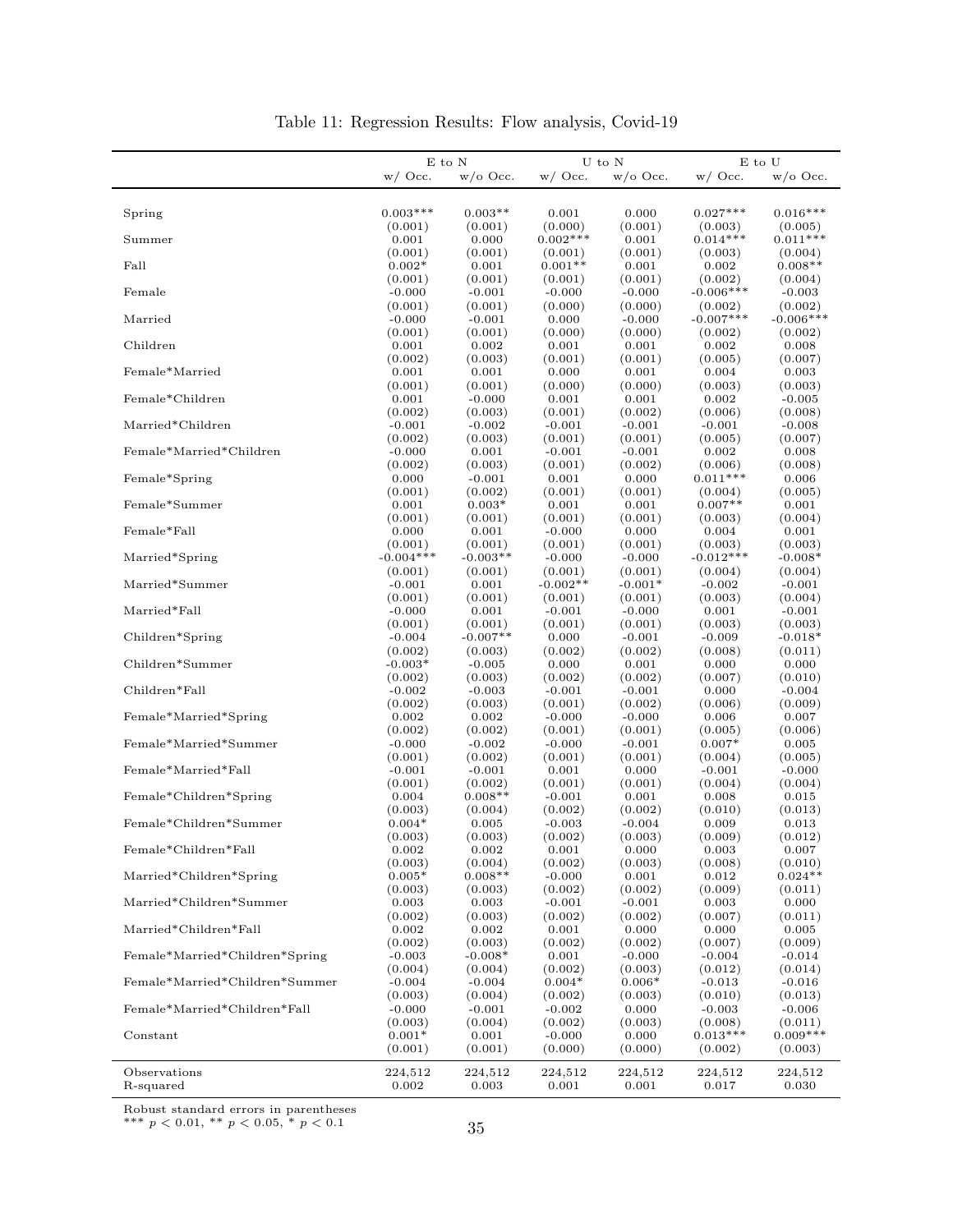Table 11: Regression Results: Flow analysis, Covid-19

| | E to N | | U to N | | E to U | |
|---|---|---|---|---|---|---|
| | w/ Occ. | w/o Occ. | w/ Occ. | w/o Occ. | w/ Occ. | w/o Occ. |
| Spring | 0.003*** | 0.003** | 0.001 | 0.000 | 0.027*** | 0.016*** |
| | (0.001) | (0.001) | (0.000) | (0.001) | (0.003) | (0.005) |
| Summer | 0.001 | 0.000 | 0.002*** | 0.001 | 0.014*** | 0.011*** |
| | (0.001) | (0.001) | (0.001) | (0.001) | (0.003) | (0.004) |
| Fall | 0.002* | 0.001 | 0.001** | 0.001 | 0.002 | 0.008** |
| | (0.001) | (0.001) | (0.001) | (0.001) | (0.002) | (0.004) |
| Female | -0.000 | -0.001 | -0.000 | -0.000 | -0.006*** | -0.003 |
| | (0.001) | (0.001) | (0.000) | (0.000) | (0.002) | (0.002) |
| Married | -0.000 | -0.001 | 0.000 | -0.000 | -0.007*** | -0.006*** |
| | (0.001) | (0.001) | (0.000) | (0.000) | (0.002) | (0.002) |
| Children | 0.001 | 0.002 | 0.001 | 0.001 | 0.002 | 0.008 |
| | (0.002) | (0.003) | (0.001) | (0.001) | (0.005) | (0.007) |
| Female*Married | 0.001 | 0.001 | 0.000 | 0.001 | 0.004 | 0.003 |
| | (0.001) | (0.001) | (0.000) | (0.000) | (0.003) | (0.003) |
| Female*Children | 0.001 | -0.000 | 0.001 | 0.001 | 0.002 | -0.005 |
| | (0.002) | (0.003) | (0.001) | (0.002) | (0.006) | (0.008) |
| Married*Children | -0.001 | -0.002 | -0.001 | -0.001 | -0.001 | -0.008 |
| | (0.002) | (0.003) | (0.001) | (0.001) | (0.005) | (0.007) |
| Female*Married*Children | -0.000 | 0.001 | -0.001 | -0.001 | 0.002 | 0.008 |
| | (0.002) | (0.003) | (0.001) | (0.002) | (0.006) | (0.008) |
| Female*Spring | 0.000 | -0.001 | 0.001 | 0.000 | 0.011*** | 0.006 |
| | (0.001) | (0.002) | (0.001) | (0.001) | (0.004) | (0.005) |
| Female*Summer | 0.001 | 0.003* | 0.001 | 0.001 | 0.007** | 0.001 |
| | (0.001) | (0.001) | (0.001) | (0.001) | (0.003) | (0.004) |
| Female*Fall | 0.000 | 0.001 | -0.000 | 0.000 | 0.004 | 0.001 |
| | (0.001) | (0.001) | (0.001) | (0.001) | (0.003) | (0.003) |
| Married*Spring | -0.004*** | -0.003** | -0.000 | -0.000 | -0.012*** | -0.008* |
| | (0.001) | (0.001) | (0.001) | (0.001) | (0.004) | (0.004) |
| Married*Summer | -0.001 | 0.001 | -0.002** | -0.001* | -0.002 | -0.001 |
| | (0.001) | (0.001) | (0.001) | (0.001) | (0.003) | (0.004) |
| Married*Fall | -0.000 | 0.001 | -0.001 | -0.000 | 0.001 | -0.001 |
| | (0.001) | (0.001) | (0.001) | (0.001) | (0.003) | (0.003) |
| Children*Spring | -0.004 | -0.007** | 0.000 | -0.001 | -0.009 | -0.018* |
| | (0.002) | (0.003) | (0.002) | (0.002) | (0.008) | (0.011) |
| Children*Summer | -0.003* | -0.005 | 0.000 | 0.001 | 0.000 | 0.000 |
| | (0.002) | (0.003) | (0.002) | (0.002) | (0.007) | (0.010) |
| Children*Fall | -0.002 | -0.003 | -0.001 | -0.001 | 0.000 | -0.004 |
| | (0.002) | (0.003) | (0.001) | (0.002) | (0.006) | (0.009) |
| Female*Married*Spring | 0.002 | 0.002 | -0.000 | -0.000 | 0.006 | 0.007 |
| | (0.002) | (0.002) | (0.001) | (0.001) | (0.005) | (0.006) |
| Female*Married*Summer | -0.000 | -0.002 | -0.000 | -0.001 | 0.007* | 0.005 |
| | (0.001) | (0.002) | (0.001) | (0.001) | (0.004) | (0.005) |
| Female*Married*Fall | -0.001 | -0.001 | 0.001 | 0.000 | -0.001 | -0.000 |
| | (0.001) | (0.002) | (0.001) | (0.001) | (0.004) | (0.004) |
| Female*Children*Spring | 0.004 | 0.008** | -0.001 | 0.001 | 0.008 | 0.015 |
| | (0.003) | (0.004) | (0.002) | (0.002) | (0.010) | (0.013) |
| Female*Children*Summer | 0.004* | 0.005 | -0.003 | -0.004 | 0.009 | 0.013 |
| | (0.003) | (0.003) | (0.002) | (0.003) | (0.009) | (0.012) |
| Female*Children*Fall | 0.002 | 0.002 | 0.001 | 0.000 | 0.003 | 0.007 |
| | (0.003) | (0.004) | (0.002) | (0.003) | (0.008) | (0.010) |
| Married*Children*Spring | 0.005* | 0.008** | -0.000 | 0.001 | 0.012 | 0.024** |
| | (0.003) | (0.003) | (0.002) | (0.002) | (0.009) | (0.011) |
| Married*Children*Summer | 0.003 | 0.003 | -0.001 | -0.001 | 0.003 | 0.000 |
| | (0.002) | (0.003) | (0.002) | (0.002) | (0.007) | (0.011) |
| Married*Children*Fall | 0.002 | 0.002 | 0.001 | 0.000 | 0.000 | 0.005 |
| | (0.002) | (0.003) | (0.002) | (0.002) | (0.007) | (0.009) |
| Female*Married*Children*Spring | -0.003 | -0.008* | 0.001 | -0.000 | -0.004 | -0.014 |
| | (0.004) | (0.004) | (0.002) | (0.003) | (0.012) | (0.014) |
| Female*Married*Children*Summer | -0.004 | -0.004 | 0.004* | 0.006* | -0.013 | -0.016 |
| | (0.003) | (0.004) | (0.002) | (0.003) | (0.010) | (0.013) |
| Female*Married*Children*Fall | -0.000 | -0.001 | -0.002 | 0.000 | -0.003 | -0.006 |
| | (0.003) | (0.004) | (0.002) | (0.003) | (0.008) | (0.011) |
| Constant | 0.001* | 0.001 | -0.000 | 0.000 | 0.013*** | 0.009*** |
| | (0.001) | (0.001) | (0.000) | (0.000) | (0.002) | (0.003) |
| Observations | 224,512 | 224,512 | 224,512 | 224,512 | 224,512 | 224,512 |
| R-squared | 0.002 | 0.003 | 0.001 | 0.001 | 0.017 | 0.030 |

Robust standard errors in parentheses
*** $p < 0.01$, ** $p < 0.05$, * $p < 0.1$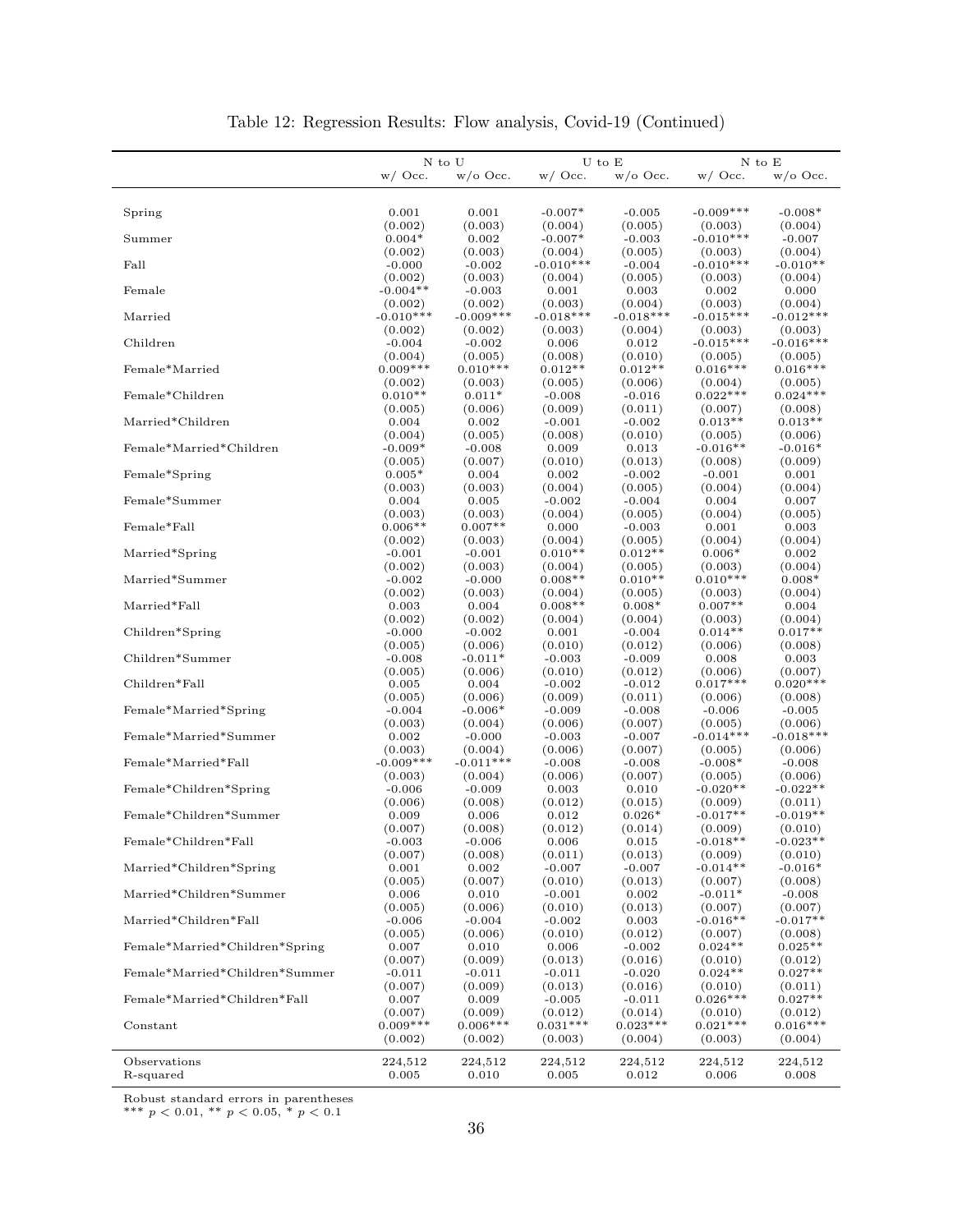Table 12: Regression Results: Flow analysis, Covid-19 (Continued)

| | N to U | | U to E | | N to E | |
|---|---|---|---|---|---|---|
| | w/ Occ. | w/o Occ. | w/ Occ. | w/o Occ. | w/ Occ. | w/o Occ. |
| Spring | 0.001 | 0.001 | -0.007* | -0.005 | -0.009*** | -0.008* |
| | (0.002) | (0.003) | (0.004) | (0.005) | (0.003) | (0.004) |
| Summer | 0.004* | 0.002 | -0.007* | -0.003 | -0.010*** | -0.007 |
| | (0.002) | (0.003) | (0.004) | (0.005) | (0.003) | (0.004) |
| Fall | -0.000 | -0.002 | -0.010*** | -0.004 | -0.010*** | -0.010** |
| | (0.002) | (0.003) | (0.004) | (0.005) | (0.003) | (0.004) |
| Female | -0.004** | -0.003 | 0.001 | 0.003 | 0.002 | 0.000 |
| | (0.002) | (0.002) | (0.003) | (0.004) | (0.003) | (0.004) |
| Married | -0.010*** | -0.009*** | -0.018*** | -0.018*** | -0.015*** | -0.012*** |
| | (0.002) | (0.002) | (0.003) | (0.004) | (0.003) | (0.003) |
| Children | -0.004 | -0.002 | 0.006 | 0.012 | -0.015*** | -0.016*** |
| | (0.004) | (0.005) | (0.008) | (0.010) | (0.005) | (0.005) |
| Female*Married | 0.009*** | 0.010*** | 0.012** | 0.012** | 0.016*** | 0.016*** |
| | (0.002) | (0.003) | (0.005) | (0.006) | (0.004) | (0.005) |
| Female*Children | 0.010** | 0.011* | -0.008 | -0.016 | 0.022*** | 0.024*** |
| | (0.005) | (0.006) | (0.009) | (0.011) | (0.007) | (0.008) |
| Married*Children | 0.004 | 0.002 | -0.001 | -0.002 | 0.013** | 0.013** |
| | (0.004) | (0.005) | (0.008) | (0.010) | (0.005) | (0.006) |
| Female*Married*Children | -0.009* | -0.008 | 0.009 | 0.013 | -0.016** | -0.016* |
| | (0.005) | (0.007) | (0.010) | (0.013) | (0.008) | (0.009) |
| Female*Spring | 0.005* | 0.004 | 0.002 | -0.002 | -0.001 | 0.001 |
| | (0.003) | (0.003) | (0.004) | (0.005) | (0.004) | (0.004) |
| Female*Summer | 0.004 | 0.005 | -0.002 | -0.004 | 0.004 | 0.007 |
| | (0.003) | (0.003) | (0.004) | (0.005) | (0.004) | (0.005) |
| Female*Fall | 0.006** | 0.007** | 0.000 | -0.003 | 0.001 | 0.003 |
| | (0.002) | (0.003) | (0.004) | (0.005) | (0.004) | (0.004) |
| Married*Spring | -0.001 | -0.001 | 0.010** | 0.012** | 0.006* | 0.002 |
| | (0.002) | (0.003) | (0.004) | (0.005) | (0.003) | (0.004) |
| Married*Summer | -0.002 | -0.000 | 0.008** | 0.010** | 0.010*** | 0.008* |
| | (0.002) | (0.003) | (0.004) | (0.005) | (0.003) | (0.004) |
| Married*Fall | 0.003 | 0.004 | 0.008** | 0.008* | 0.007** | 0.004 |
| | (0.002) | (0.002) | (0.004) | (0.004) | (0.003) | (0.004) |
| Children*Spring | -0.000 | -0.002 | 0.001 | -0.004 | 0.014** | 0.017** |
| | (0.005) | (0.006) | (0.010) | (0.012) | (0.006) | (0.008) |
| Children*Summer | -0.008 | -0.011* | -0.003 | -0.009 | 0.008 | 0.003 |
| | (0.005) | (0.006) | (0.010) | (0.012) | (0.006) | (0.007) |
| Children*Fall | 0.005 | 0.004 | -0.002 | -0.012 | 0.017*** | 0.020*** |
| | (0.005) | (0.006) | (0.009) | (0.011) | (0.006) | (0.008) |
| Female*Married*Spring | -0.004 | -0.006* | -0.009 | -0.008 | -0.006 | -0.005 |
| | (0.003) | (0.004) | (0.006) | (0.007) | (0.005) | (0.006) |
| Female*Married*Summer | 0.002 | -0.000 | -0.003 | -0.007 | -0.014*** | -0.018*** |
| | (0.003) | (0.004) | (0.006) | (0.007) | (0.005) | (0.006) |
| Female*Married*Fall | -0.009*** | -0.011*** | -0.008 | -0.008 | -0.008* | -0.008 |
| | (0.003) | (0.004) | (0.006) | (0.007) | (0.005) | (0.006) |
| Female*Children*Spring | -0.006 | -0.009 | 0.003 | 0.010 | -0.020** | -0.022** |
| | (0.006) | (0.008) | (0.012) | (0.015) | (0.009) | (0.011) |
| Female*Children*Summer | 0.009 | 0.006 | 0.012 | 0.026* | -0.017** | -0.019** |
| | (0.007) | (0.008) | (0.012) | (0.014) | (0.009) | (0.010) |
| Female*Children*Fall | -0.003 | -0.006 | 0.006 | 0.015 | -0.018** | -0.023** |
| | (0.007) | (0.008) | (0.011) | (0.013) | (0.009) | (0.010) |
| Married*Children*Spring | 0.001 | 0.002 | -0.007 | -0.007 | -0.014** | -0.016* |
| | (0.005) | (0.007) | (0.010) | (0.013) | (0.007) | (0.008) |
| Married*Children*Summer | 0.006 | 0.010 | -0.001 | 0.002 | -0.011* | -0.008 |
| | (0.005) | (0.006) | (0.010) | (0.013) | (0.007) | (0.007) |
| Married*Children*Fall | -0.006 | -0.004 | -0.002 | 0.003 | -0.016** | -0.017** |
| | (0.005) | (0.006) | (0.010) | (0.012) | (0.007) | (0.008) |
| Female*Married*Children*Spring | 0.007 | 0.010 | 0.006 | -0.002 | 0.024** | 0.025** |
| | (0.007) | (0.009) | (0.013) | (0.016) | (0.010) | (0.012) |
| Female*Married*Children*Summer | -0.011 | -0.011 | -0.011 | -0.020 | 0.024** | 0.027** |
| | (0.007) | (0.009) | (0.013) | (0.016) | (0.010) | (0.011) |
| Female*Married*Children*Fall | 0.007 | 0.009 | -0.005 | -0.011 | 0.026*** | 0.027** |
| | (0.007) | (0.009) | (0.012) | (0.014) | (0.010) | (0.012) |
| Constant | 0.009*** | 0.006*** | 0.031*** | 0.023*** | 0.021*** | 0.016*** |
| | (0.002) | (0.002) | (0.003) | (0.004) | (0.003) | (0.004) |
| Observations | 224,512 | 224,512 | 224,512 | 224,512 | 224,512 | 224,512 |
| R-squared | 0.005 | 0.010 | 0.005 | 0.012 | 0.006 | 0.008 |

Robust standard errors in parentheses
*** $p < 0.01$, ** $p < 0.05$, * $p < 0.1$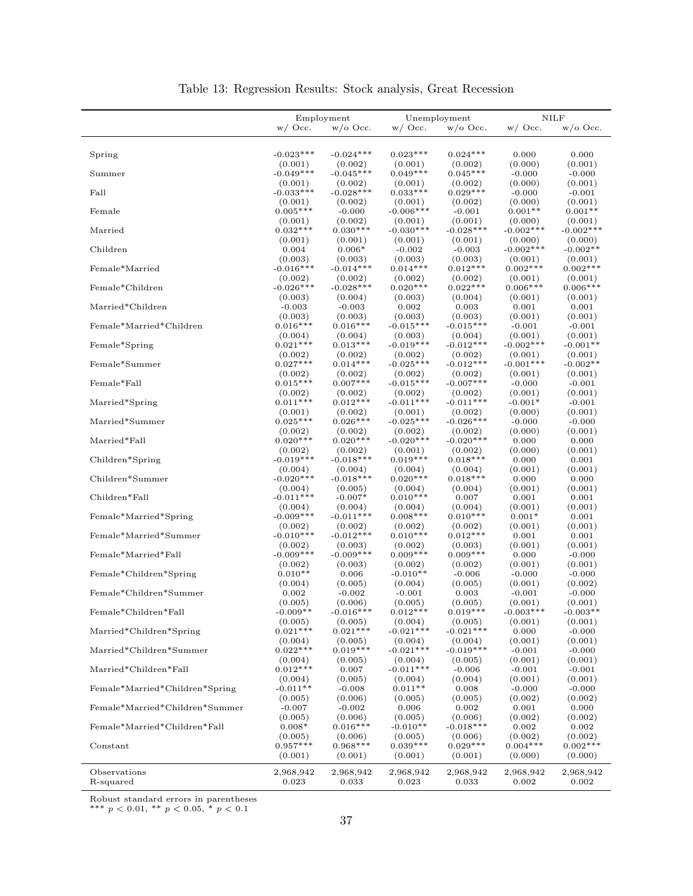Table 13: Regression Results: Stock analysis, Great Recession

| | Employment | | Unemployment | | NILF | |
|---|---|---|---|---|---|---|
| | w/ Occ. | w/o Occ. | w/ Occ. | w/o Occ. | w/ Occ. | w/o Occ. |
| Spring | -0.023*** | -0.024*** | 0.023*** | 0.024*** | 0.000 | 0.000 |
| | (0.001) | (0.002) | (0.001) | (0.002) | (0.000) | (0.001) |
| Summer | -0.049*** | -0.045*** | 0.049*** | 0.045*** | -0.000 | -0.000 |
| | (0.001) | (0.002) | (0.001) | (0.002) | (0.000) | (0.001) |
| Fall | -0.033*** | -0.028*** | 0.033*** | 0.029*** | -0.000 | -0.001 |
| | (0.001) | (0.002) | (0.001) | (0.002) | (0.000) | (0.001) |
| Female | 0.005*** | -0.000 | -0.006*** | -0.001 | 0.001** | 0.001** |
| | (0.001) | (0.002) | (0.001) | (0.001) | (0.000) | (0.001) |
| Married | 0.032*** | 0.030*** | -0.030*** | -0.028*** | -0.002*** | -0.002*** |
| | (0.001) | (0.001) | (0.001) | (0.001) | (0.000) | (0.000) |
| Children | 0.004 | 0.006* | -0.002 | -0.003 | -0.002*** | -0.002** |
| | (0.003) | (0.003) | (0.003) | (0.003) | (0.001) | (0.001) |
| Female*Married | -0.016*** | -0.014*** | 0.014*** | 0.012*** | 0.002*** | 0.002*** |
| | (0.002) | (0.002) | (0.002) | (0.002) | (0.001) | (0.001) |
| Female*Children | -0.026*** | -0.028*** | 0.020*** | 0.022*** | 0.006*** | 0.006*** |
| | (0.003) | (0.004) | (0.003) | (0.004) | (0.001) | (0.001) |
| Married*Children | -0.003 | -0.003 | 0.002 | 0.003 | 0.001 | 0.001 |
| | (0.003) | (0.003) | (0.003) | (0.003) | (0.001) | (0.001) |
| Female*Married*Children | 0.016*** | 0.016*** | -0.015*** | -0.015*** | -0.001 | -0.001 |
| | (0.004) | (0.004) | (0.003) | (0.004) | (0.001) | (0.001) |
| Female*Spring | 0.021*** | 0.013*** | -0.019*** | -0.012*** | -0.002*** | -0.001** |
| | (0.002) | (0.002) | (0.002) | (0.002) | (0.001) | (0.001) |
| Female*Summer | 0.027*** | 0.014*** | -0.025*** | -0.012*** | -0.001*** | -0.002** |
| | (0.002) | (0.002) | (0.002) | (0.002) | (0.001) | (0.001) |
| Female*Fall | 0.015*** | 0.007*** | -0.015*** | -0.007*** | -0.000 | -0.001 |
| | (0.002) | (0.002) | (0.002) | (0.002) | (0.001) | (0.001) |
| Married*Spring | 0.011*** | 0.012*** | -0.011*** | -0.011*** | -0.001* | -0.001 |
| | (0.001) | (0.002) | (0.001) | (0.002) | (0.000) | (0.001) |
| Married*Summer | 0.025*** | 0.026*** | -0.025*** | -0.026*** | -0.000 | -0.000 |
| | (0.002) | (0.002) | (0.002) | (0.002) | (0.000) | (0.001) |
| Married*Fall | 0.020*** | 0.020*** | -0.020*** | -0.020*** | 0.000 | 0.000 |
| | (0.002) | (0.002) | (0.001) | (0.002) | (0.000) | (0.001) |
| Children*Spring | -0.019*** | -0.018*** | 0.019*** | 0.018*** | 0.000 | 0.001 |
| | (0.004) | (0.004) | (0.004) | (0.004) | (0.001) | (0.001) |
| Children*Summer | -0.020*** | -0.018*** | 0.020*** | 0.018*** | 0.000 | 0.000 |
| | (0.004) | (0.005) | (0.004) | (0.004) | (0.001) | (0.001) |
| Children*Fall | -0.011*** | -0.007* | 0.010*** | 0.007 | 0.001 | 0.001 |
| | (0.004) | (0.004) | (0.004) | (0.004) | (0.001) | (0.001) |
| Female*Married*Spring | -0.009*** | -0.011*** | 0.008*** | 0.010*** | 0.001* | 0.001 |
| | (0.002) | (0.002) | (0.002) | (0.002) | (0.001) | (0.001) |
| Female*Married*Summer | -0.010*** | -0.012*** | 0.010*** | 0.012*** | 0.001 | 0.001 |
| | (0.002) | (0.003) | (0.002) | (0.003) | (0.001) | (0.001) |
| Female*Married*Fall | -0.009*** | -0.009*** | 0.009*** | 0.009*** | 0.000 | -0.000 |
| | (0.002) | (0.003) | (0.002) | (0.002) | (0.001) | (0.001) |
| Female*Children*Spring | 0.010** | 0.006 | -0.010** | -0.006 | -0.000 | -0.000 |
| | (0.004) | (0.005) | (0.004) | (0.005) | (0.001) | (0.002) |
| Female*Children*Summer | 0.002 | -0.002 | -0.001 | 0.003 | -0.001 | -0.000 |
| | (0.005) | (0.006) | (0.005) | (0.005) | (0.001) | (0.001) |
| Female*Children*Fall | -0.009** | -0.016*** | 0.012*** | 0.019*** | -0.003*** | -0.003** |
| | (0.005) | (0.005) | (0.004) | (0.005) | (0.001) | (0.001) |
| Married*Children*Spring | 0.021*** | 0.021*** | -0.021*** | -0.021*** | 0.000 | -0.000 |
| | (0.004) | (0.005) | (0.004) | (0.004) | (0.001) | (0.001) |
| Married*Children*Summer | 0.022*** | 0.019*** | -0.021*** | -0.019*** | -0.001 | -0.000 |
| | (0.004) | (0.005) | (0.004) | (0.005) | (0.001) | (0.001) |
| Married*Children*Fall | 0.012*** | 0.007 | -0.011*** | -0.006 | -0.001 | -0.001 |
| | (0.004) | (0.005) | (0.004) | (0.004) | (0.001) | (0.001) |
| Female*Married*Children*Spring | -0.011** | -0.008 | 0.011** | 0.008 | -0.000 | -0.000 |
| | (0.005) | (0.006) | (0.005) | (0.005) | (0.002) | (0.002) |
| Female*Married*Children*Summer | -0.007 | -0.002 | 0.006 | 0.002 | 0.001 | 0.000 |
| | (0.005) | (0.006) | (0.005) | (0.006) | (0.002) | (0.002) |
| Female*Married*Children*Fall | 0.008* | 0.016*** | -0.010** | -0.018*** | 0.002 | 0.002 |
| | (0.005) | (0.006) | (0.005) | (0.006) | (0.002) | (0.002) |
| Constant | 0.957*** | 0.968*** | 0.039*** | 0.029*** | 0.004*** | 0.002*** |
| | (0.001) | (0.001) | (0.001) | (0.001) | (0.000) | (0.000) |
| Observations | 2,968,942 | 2,968,942 | 2,968,942 | 2,968,942 | 2,968,942 | 2,968,942 |
| R-squared | 0.023 | 0.033 | 0.023 | 0.033 | 0.002 | 0.002 |

Robust standard errors in parentheses
*** $p < 0.01$, ** $p < 0.05$, * $p < 0.1$